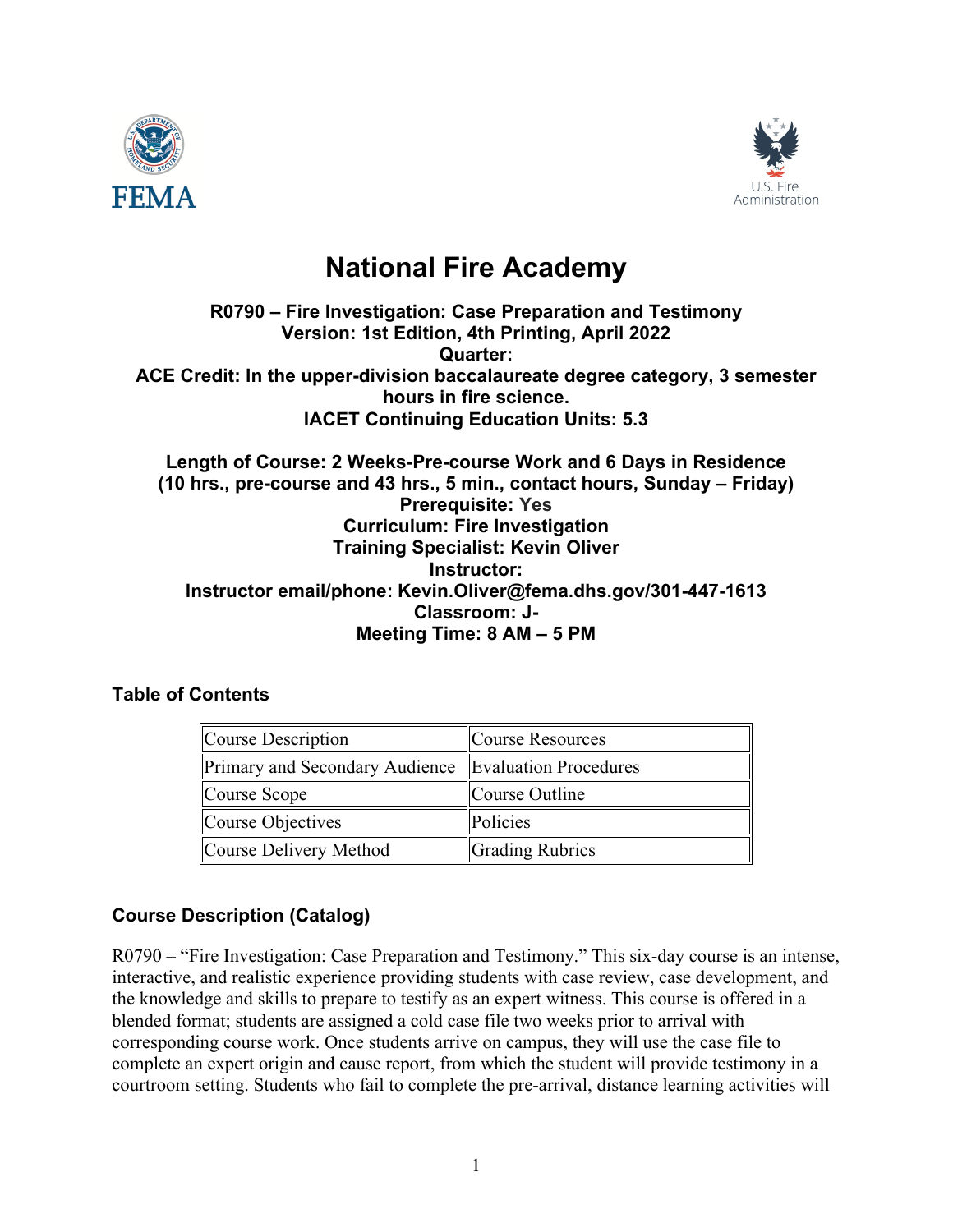# National Fire Academy

**R0790 – Fire Investigation: Case Preparation and Testimony**
**Version: 1st Edition, 4th Printing, April 2022**
**Quarter:**
**ACE Credit: In the upper-division baccalaureate degree category, 3 semester hours in fire science.**
**IACET Continuing Education Units: 5.3**

**Length of Course: 2 Weeks-Pre-course Work and 6 Days in Residence**
**(10 hrs., pre-course and 43 hrs., 5 min., contact hours, Sunday – Friday)**
**Prerequisite: Yes**
**Curriculum: Fire Investigation**
**Training Specialist: Kevin Oliver**
**Instructor:**
**Instructor email/phone: Kevin.Oliver@fema.dhs.gov/301-447-1613**
**Classroom: J-**
**Meeting Time: 8 AM – 5 PM**

### Table of Contents

| Course Description | Course Resources |
|---|---|
| Primary and Secondary Audience | Evaluation Procedures |
| Course Scope | Course Outline |
| Course Objectives | Policies |
| Course Delivery Method | Grading Rubrics |

### Course Description (Catalog)

R0790 – "Fire Investigation: Case Preparation and Testimony." This six-day course is an intense, interactive, and realistic experience providing students with case review, case development, and the knowledge and skills to prepare to testify as an expert witness. This course is offered in a blended format; students are assigned a cold case file two weeks prior to arrival with corresponding course work. Once students arrive on campus, they will use the case file to complete an expert origin and cause report, from which the student will provide testimony in a courtroom setting. Students who fail to complete the pre-arrival, distance learning activities will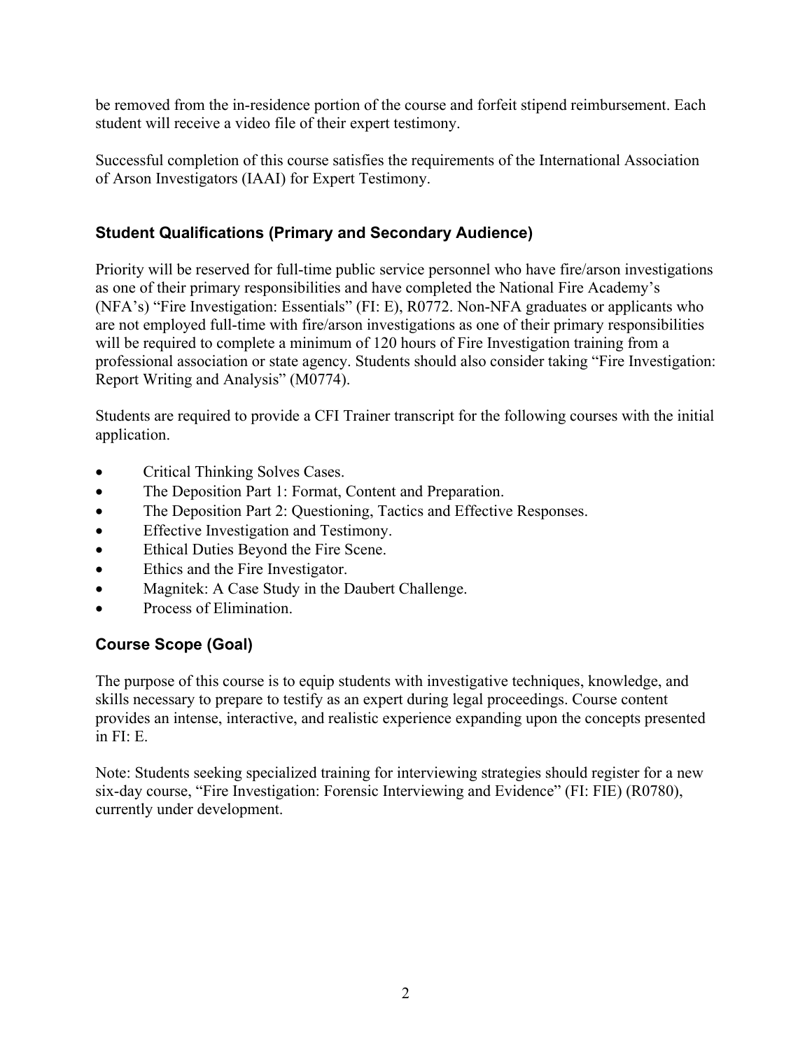be removed from the in-residence portion of the course and forfeit stipend reimbursement. Each student will receive a video file of their expert testimony.

Successful completion of this course satisfies the requirements of the International Association of Arson Investigators (IAAI) for Expert Testimony.

### Student Qualifications (Primary and Secondary Audience)

Priority will be reserved for full-time public service personnel who have fire/arson investigations as one of their primary responsibilities and have completed the National Fire Academy's (NFA's) "Fire Investigation: Essentials" (FI: E), R0772. Non-NFA graduates or applicants who are not employed full-time with fire/arson investigations as one of their primary responsibilities will be required to complete a minimum of 120 hours of Fire Investigation training from a professional association or state agency. Students should also consider taking "Fire Investigation: Report Writing and Analysis" (M0774).

Students are required to provide a CFI Trainer transcript for the following courses with the initial application.

- Critical Thinking Solves Cases.
- The Deposition Part 1: Format, Content and Preparation.
- The Deposition Part 2: Questioning, Tactics and Effective Responses.
- Effective Investigation and Testimony.
- Ethical Duties Beyond the Fire Scene.
- Ethics and the Fire Investigator.
- Magnitek: A Case Study in the Daubert Challenge.
- Process of Elimination.

### Course Scope (Goal)

The purpose of this course is to equip students with investigative techniques, knowledge, and skills necessary to prepare to testify as an expert during legal proceedings. Course content provides an intense, interactive, and realistic experience expanding upon the concepts presented in FI: E.

Note: Students seeking specialized training for interviewing strategies should register for a new six-day course, "Fire Investigation: Forensic Interviewing and Evidence" (FI: FIE) (R0780), currently under development.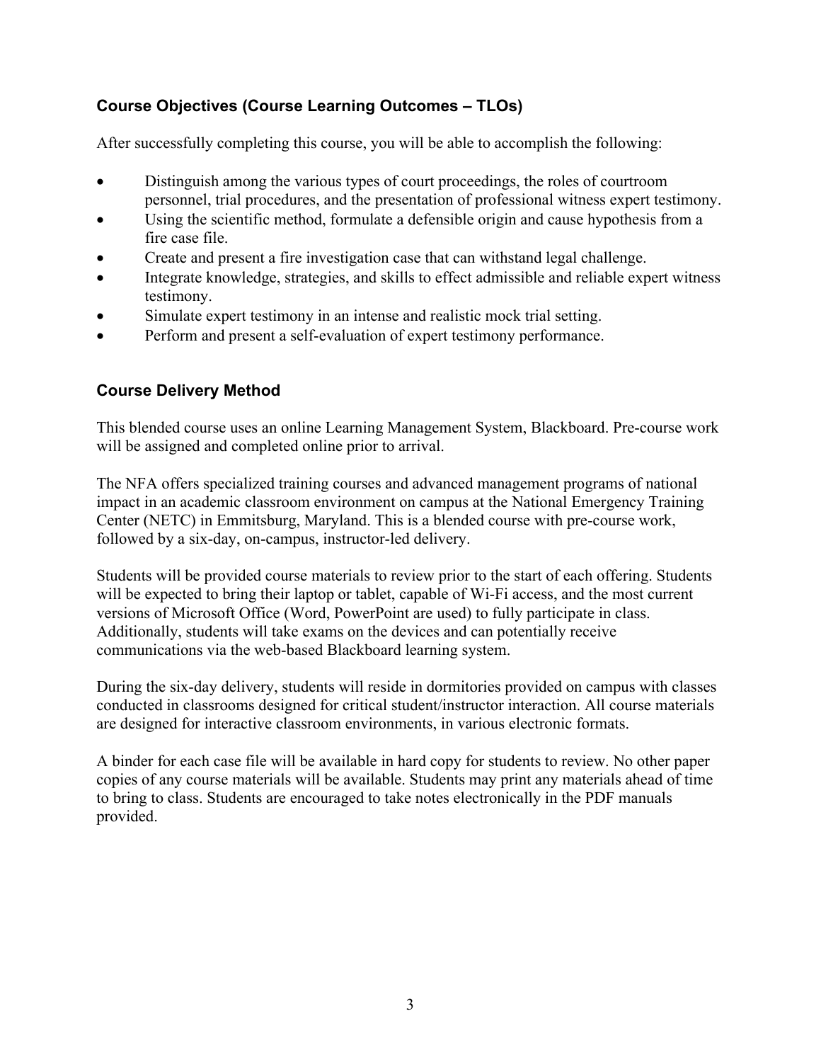## Course Objectives (Course Learning Outcomes – TLOs)

After successfully completing this course, you will be able to accomplish the following:

- Distinguish among the various types of court proceedings, the roles of courtroom personnel, trial procedures, and the presentation of professional witness expert testimony.
- Using the scientific method, formulate a defensible origin and cause hypothesis from a fire case file.
- Create and present a fire investigation case that can withstand legal challenge.
- Integrate knowledge, strategies, and skills to effect admissible and reliable expert witness testimony.
- Simulate expert testimony in an intense and realistic mock trial setting.
- Perform and present a self-evaluation of expert testimony performance.

## Course Delivery Method

This blended course uses an online Learning Management System, Blackboard. Pre-course work will be assigned and completed online prior to arrival.

The NFA offers specialized training courses and advanced management programs of national impact in an academic classroom environment on campus at the National Emergency Training Center (NETC) in Emmitsburg, Maryland. This is a blended course with pre-course work, followed by a six-day, on-campus, instructor-led delivery.

Students will be provided course materials to review prior to the start of each offering. Students will be expected to bring their laptop or tablet, capable of Wi-Fi access, and the most current versions of Microsoft Office (Word, PowerPoint are used) to fully participate in class. Additionally, students will take exams on the devices and can potentially receive communications via the web-based Blackboard learning system.

During the six-day delivery, students will reside in dormitories provided on campus with classes conducted in classrooms designed for critical student/instructor interaction. All course materials are designed for interactive classroom environments, in various electronic formats.

A binder for each case file will be available in hard copy for students to review. No other paper copies of any course materials will be available. Students may print any materials ahead of time to bring to class. Students are encouraged to take notes electronically in the PDF manuals provided.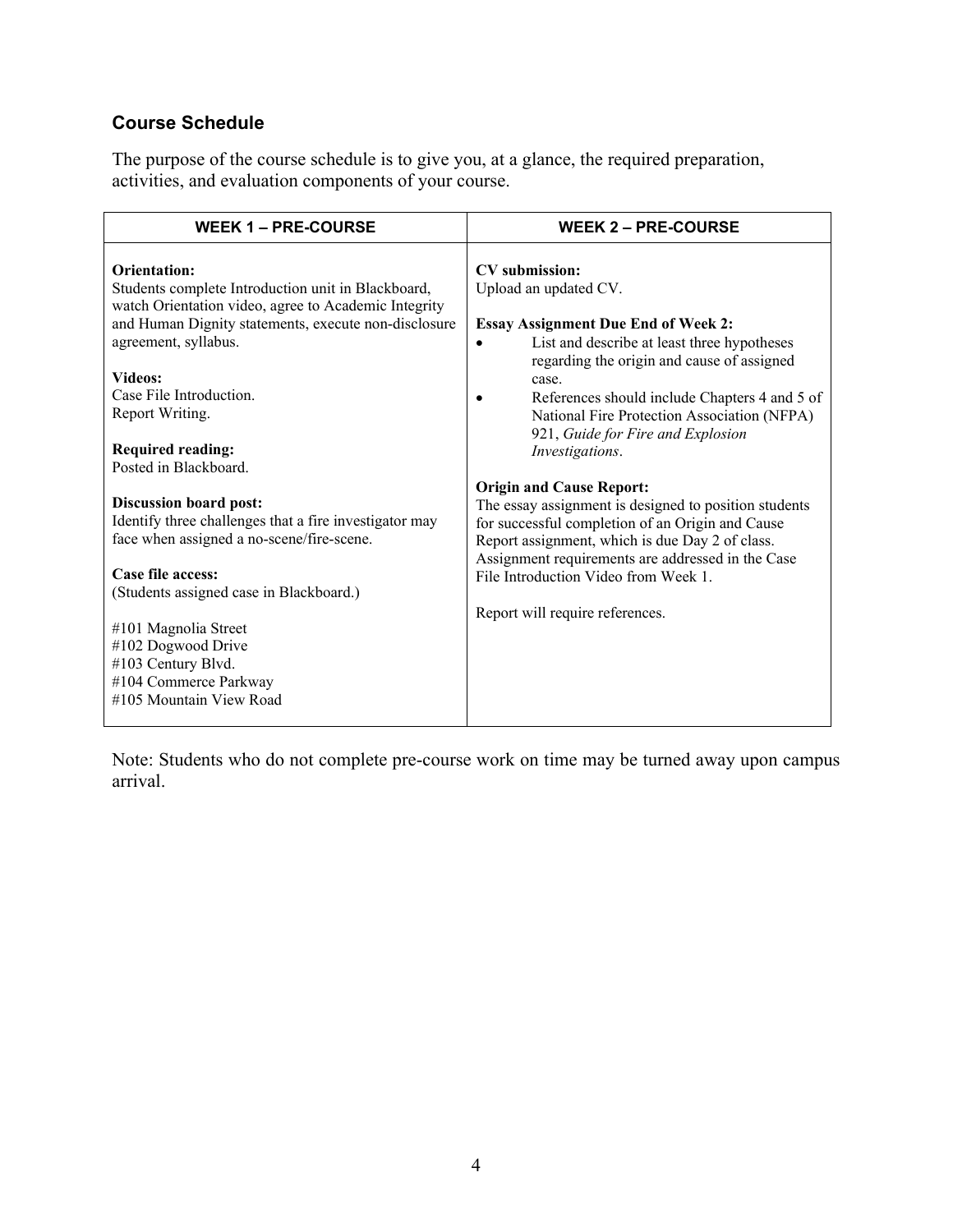## Course Schedule

The purpose of the course schedule is to give you, at a glance, the required preparation, activities, and evaluation components of your course.

| WEEK 1 – PRE-COURSE | WEEK 2 – PRE-COURSE |
|---|---|
| **Orientation:**<br>Students complete Introduction unit in Blackboard, watch Orientation video, agree to Academic Integrity and Human Dignity statements, execute non-disclosure agreement, syllabus.<br><br>**Videos:**<br>Case File Introduction.<br>Report Writing.<br><br>**Required reading:**<br>Posted in Blackboard.<br><br>**Discussion board post:**<br>Identify three challenges that a fire investigator may face when assigned a no-scene/fire-scene.<br><br>**Case file access:**<br>(Students assigned case in Blackboard.)<br><br>#101 Magnolia Street<br>#102 Dogwood Drive<br>#103 Century Blvd.<br>#104 Commerce Parkway<br>#105 Mountain View Road | **CV submission:**<br>Upload an updated CV.<br><br>**Essay Assignment Due End of Week 2:**<br>• List and describe at least three hypotheses regarding the origin and cause of assigned case.<br>• References should include Chapters 4 and 5 of National Fire Protection Association (NFPA) 921, *Guide for Fire and Explosion Investigations*.<br><br>**Origin and Cause Report:**<br>The essay assignment is designed to position students for successful completion of an Origin and Cause Report assignment, which is due Day 2 of class. Assignment requirements are addressed in the Case File Introduction Video from Week 1.<br><br>Report will require references. |

Note: Students who do not complete pre-course work on time may be turned away upon campus arrival.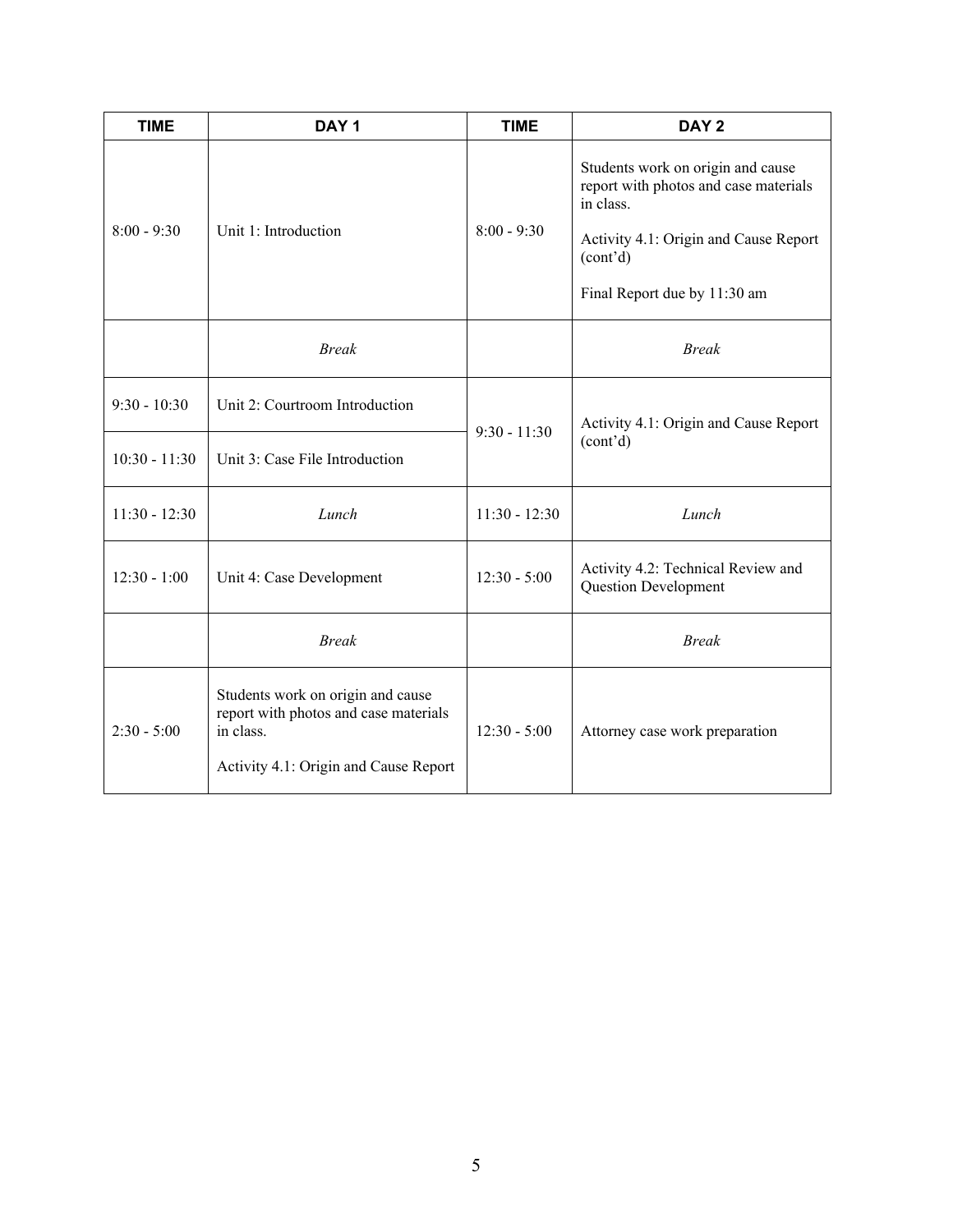| TIME | DAY 1 | TIME | DAY 2 |
|---|---|---|---|
| 8:00 - 9:30 | Unit 1: Introduction | 8:00 - 9:30 | Students work on origin and cause report with photos and case materials in class.<br><br>Activity 4.1: Origin and Cause Report (cont'd)<br><br>Final Report due by 11:30 am |
| | *Break* | | *Break* |
| 9:30 - 10:30 | Unit 2: Courtroom Introduction | 9:30 - 11:30 | Activity 4.1: Origin and Cause Report (cont'd) |
| 10:30 - 11:30 | Unit 3: Case File Introduction | | |
| 11:30 - 12:30 | *Lunch* | 11:30 - 12:30 | *Lunch* |
| 12:30 - 1:00 | Unit 4: Case Development | 12:30 - 5:00 | Activity 4.2: Technical Review and Question Development |
| | *Break* | | *Break* |
| 2:30 - 5:00 | Students work on origin and cause report with photos and case materials in class.<br><br>Activity 4.1: Origin and Cause Report | 12:30 - 5:00 | Attorney case work preparation |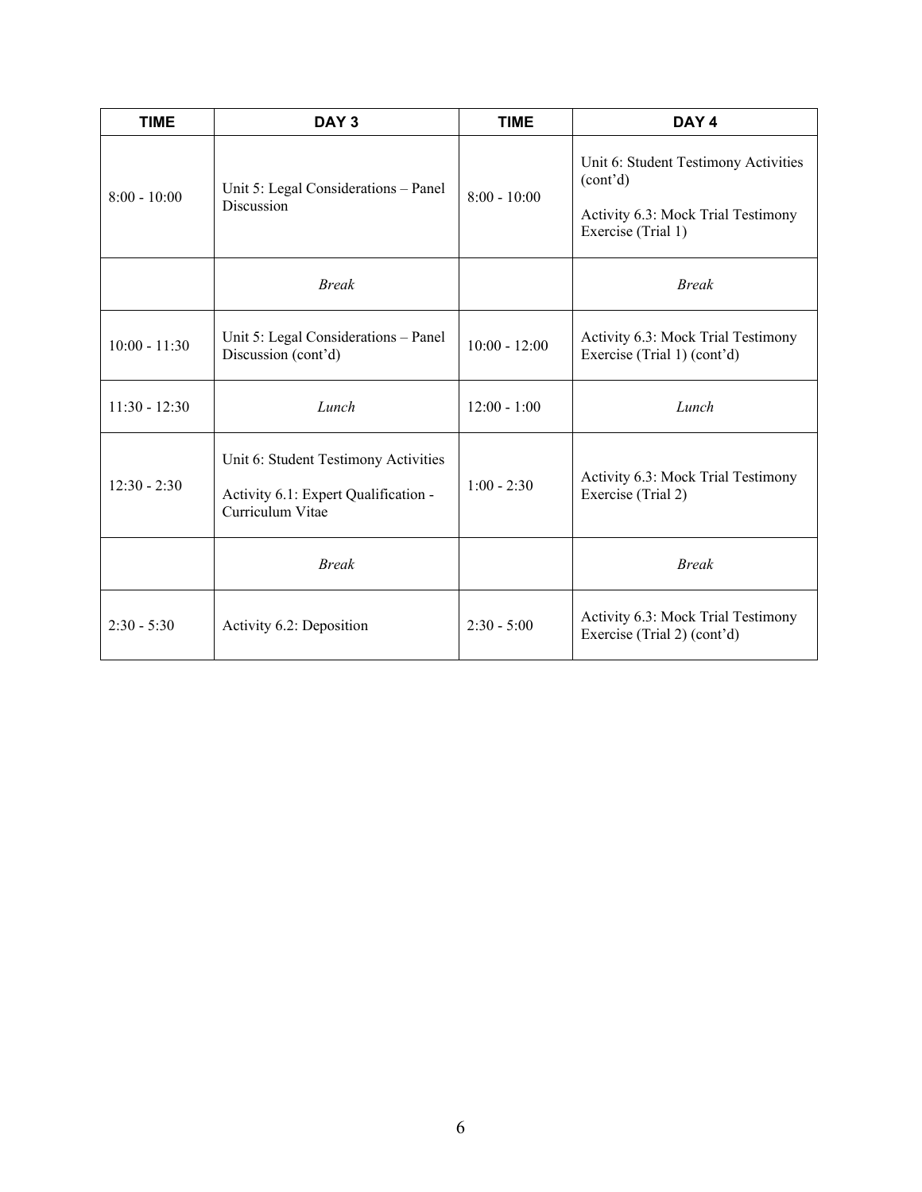| TIME | DAY 3 | TIME | DAY 4 |
|---|---|---|---|
| 8:00 - 10:00 | Unit 5: Legal Considerations – Panel Discussion | 8:00 - 10:00 | Unit 6: Student Testimony Activities (cont'd)<br><br>Activity 6.3: Mock Trial Testimony Exercise (Trial 1) |
| | *Break* | | *Break* |
| 10:00 - 11:30 | Unit 5: Legal Considerations – Panel Discussion (cont'd) | 10:00 - 12:00 | Activity 6.3: Mock Trial Testimony Exercise (Trial 1) (cont'd) |
| 11:30 - 12:30 | *Lunch* | 12:00 - 1:00 | *Lunch* |
| 12:30 - 2:30 | Unit 6: Student Testimony Activities<br><br>Activity 6.1: Expert Qualification - Curriculum Vitae | 1:00 - 2:30 | Activity 6.3: Mock Trial Testimony Exercise (Trial 2) |
| | *Break* | | *Break* |
| 2:30 - 5:30 | Activity 6.2: Deposition | 2:30 - 5:00 | Activity 6.3: Mock Trial Testimony Exercise (Trial 2) (cont'd) |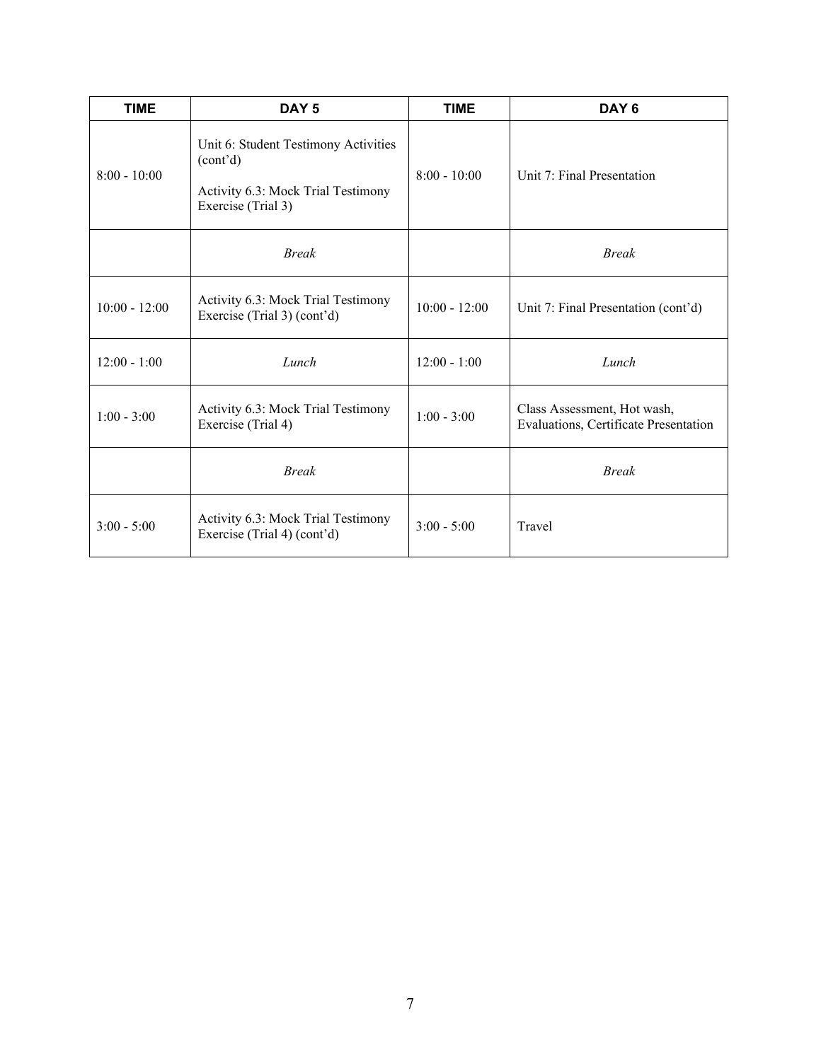| TIME | DAY 5 | TIME | DAY 6 |
| --- | --- | --- | --- |
| 8:00 - 10:00 | Unit 6: Student Testimony Activities (cont'd)<br><br>Activity 6.3: Mock Trial Testimony Exercise (Trial 3) | 8:00 - 10:00 | Unit 7: Final Presentation |
| | *Break* | | *Break* |
| 10:00 - 12:00 | Activity 6.3: Mock Trial Testimony Exercise (Trial 3) (cont'd) | 10:00 - 12:00 | Unit 7: Final Presentation (cont'd) |
| 12:00 - 1:00 | *Lunch* | 12:00 - 1:00 | *Lunch* |
| 1:00 - 3:00 | Activity 6.3: Mock Trial Testimony Exercise (Trial 4) | 1:00 - 3:00 | Class Assessment, Hot wash, Evaluations, Certificate Presentation |
| | *Break* | | *Break* |
| 3:00 - 5:00 | Activity 6.3: Mock Trial Testimony Exercise (Trial 4) (cont'd) | 3:00 - 5:00 | Travel |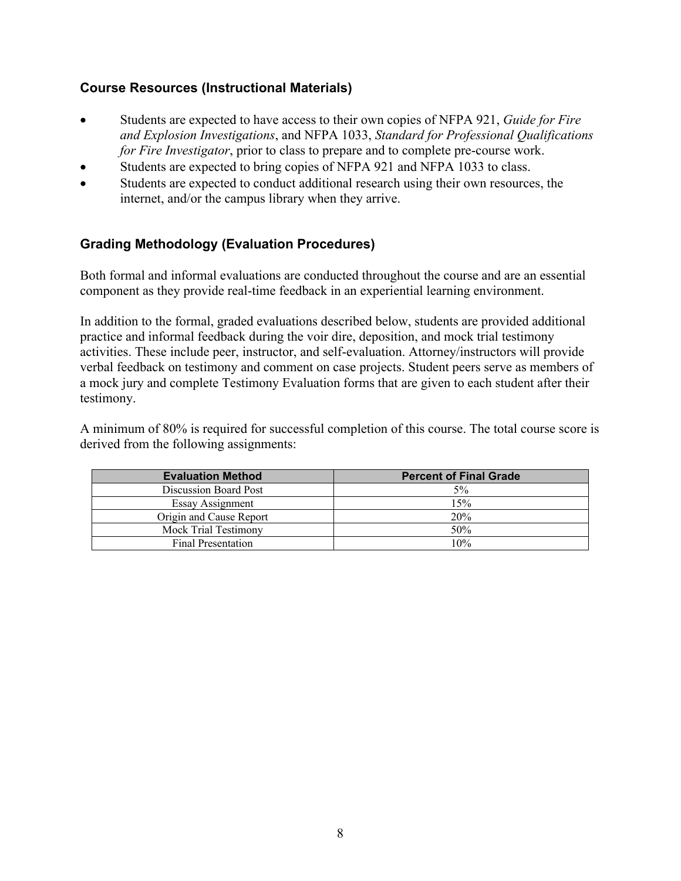### Course Resources (Instructional Materials)

- Students are expected to have access to their own copies of NFPA 921, *Guide for Fire and Explosion Investigations*, and NFPA 1033, *Standard for Professional Qualifications for Fire Investigator*, prior to class to prepare and to complete pre-course work.
- Students are expected to bring copies of NFPA 921 and NFPA 1033 to class.
- Students are expected to conduct additional research using their own resources, the internet, and/or the campus library when they arrive.

### Grading Methodology (Evaluation Procedures)

Both formal and informal evaluations are conducted throughout the course and are an essential component as they provide real-time feedback in an experiential learning environment.

In addition to the formal, graded evaluations described below, students are provided additional practice and informal feedback during the voir dire, deposition, and mock trial testimony activities. These include peer, instructor, and self-evaluation. Attorney/instructors will provide verbal feedback on testimony and comment on case projects. Student peers serve as members of a mock jury and complete Testimony Evaluation forms that are given to each student after their testimony.

A minimum of 80% is required for successful completion of this course. The total course score is derived from the following assignments:

| Evaluation Method | Percent of Final Grade |
| --- | --- |
| Discussion Board Post | 5% |
| Essay Assignment | 15% |
| Origin and Cause Report | 20% |
| Mock Trial Testimony | 50% |
| Final Presentation | 10% |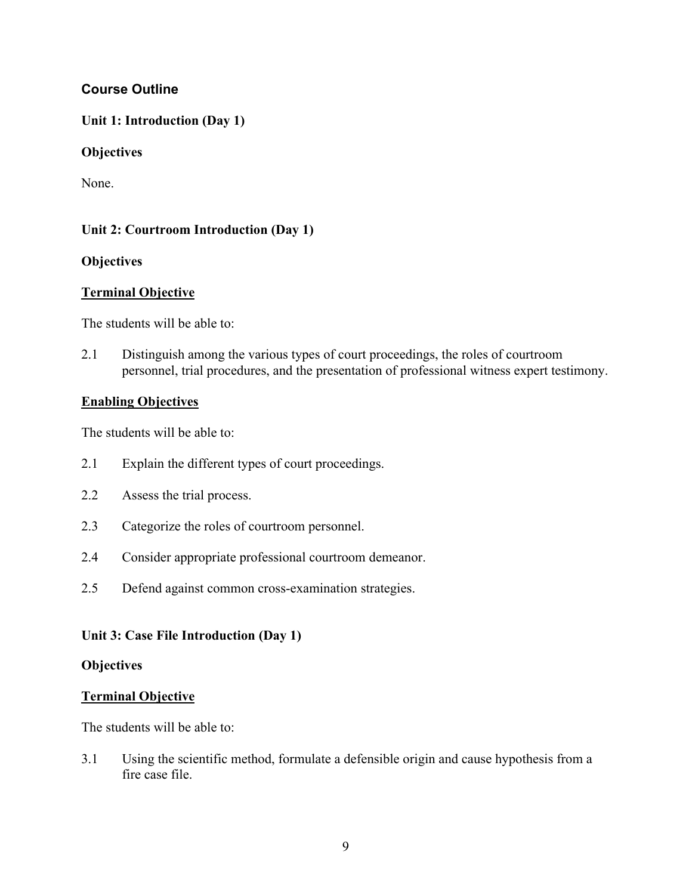## Course Outline

### Unit 1: Introduction (Day 1)

**Objectives**

None.

### Unit 2: Courtroom Introduction (Day 1)

**Objectives**

**Terminal Objective**

The students will be able to:

2.1 Distinguish among the various types of court proceedings, the roles of courtroom personnel, trial procedures, and the presentation of professional witness expert testimony.

**Enabling Objectives**

The students will be able to:

2.1 Explain the different types of court proceedings.

2.2 Assess the trial process.

2.3 Categorize the roles of courtroom personnel.

2.4 Consider appropriate professional courtroom demeanor.

2.5 Defend against common cross-examination strategies.

### Unit 3: Case File Introduction (Day 1)

**Objectives**

**Terminal Objective**

The students will be able to:

3.1 Using the scientific method, formulate a defensible origin and cause hypothesis from a fire case file.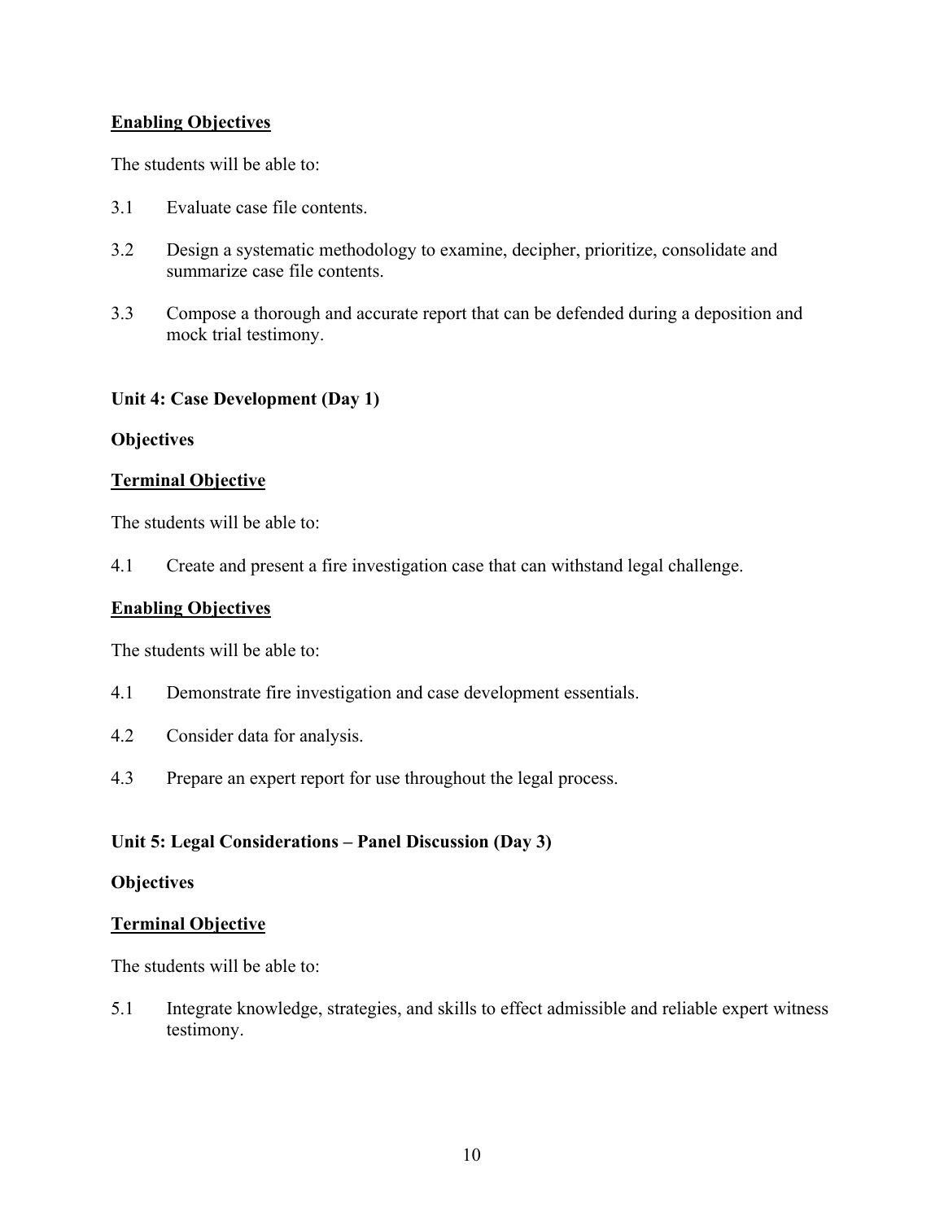**Enabling Objectives**

The students will be able to:

3.1 Evaluate case file contents.

3.2 Design a systematic methodology to examine, decipher, prioritize, consolidate and summarize case file contents.

3.3 Compose a thorough and accurate report that can be defended during a deposition and mock trial testimony.

### Unit 4: Case Development (Day 1)

**Objectives**

**Terminal Objective**

The students will be able to:

4.1 Create and present a fire investigation case that can withstand legal challenge.

**Enabling Objectives**

The students will be able to:

4.1 Demonstrate fire investigation and case development essentials.

4.2 Consider data for analysis.

4.3 Prepare an expert report for use throughout the legal process.

### Unit 5: Legal Considerations – Panel Discussion (Day 3)

**Objectives**

**Terminal Objective**

The students will be able to:

5.1 Integrate knowledge, strategies, and skills to effect admissible and reliable expert witness testimony.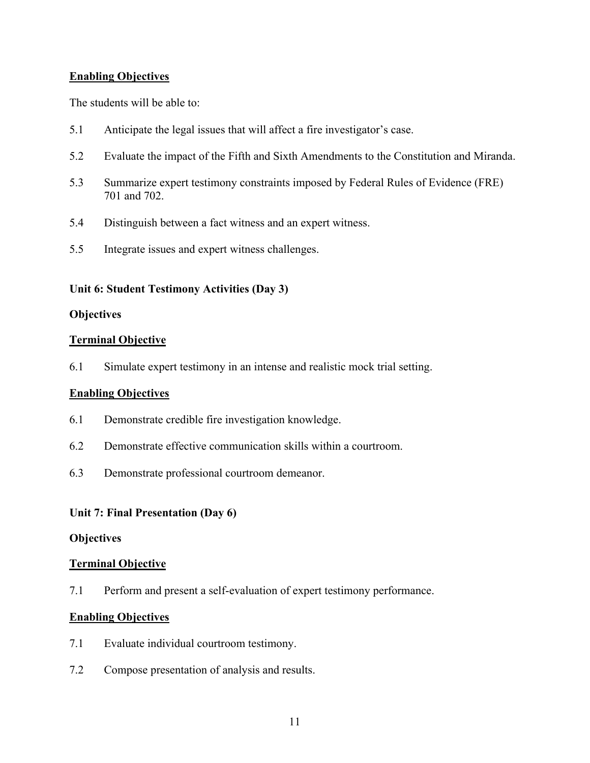**Enabling Objectives**

The students will be able to:

5.1 Anticipate the legal issues that will affect a fire investigator's case.

5.2 Evaluate the impact of the Fifth and Sixth Amendments to the Constitution and Miranda.

5.3 Summarize expert testimony constraints imposed by Federal Rules of Evidence (FRE) 701 and 702.

5.4 Distinguish between a fact witness and an expert witness.

5.5 Integrate issues and expert witness challenges.

### Unit 6: Student Testimony Activities (Day 3)

**Objectives**

**Terminal Objective**

6.1 Simulate expert testimony in an intense and realistic mock trial setting.

**Enabling Objectives**

6.1 Demonstrate credible fire investigation knowledge.

6.2 Demonstrate effective communication skills within a courtroom.

6.3 Demonstrate professional courtroom demeanor.

### Unit 7: Final Presentation (Day 6)

**Objectives**

**Terminal Objective**

7.1 Perform and present a self-evaluation of expert testimony performance.

**Enabling Objectives**

7.1 Evaluate individual courtroom testimony.

7.2 Compose presentation of analysis and results.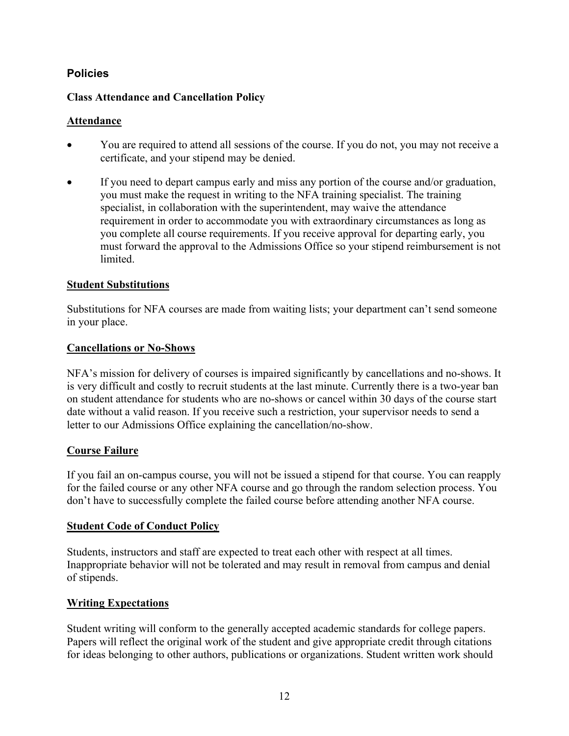## Policies

### Class Attendance and Cancellation Policy

**Attendance**

- You are required to attend all sessions of the course. If you do not, you may not receive a certificate, and your stipend may be denied.
- If you need to depart campus early and miss any portion of the course and/or graduation, you must make the request in writing to the NFA training specialist. The training specialist, in collaboration with the superintendent, may waive the attendance requirement in order to accommodate you with extraordinary circumstances as long as you complete all course requirements. If you receive approval for departing early, you must forward the approval to the Admissions Office so your stipend reimbursement is not limited.

**Student Substitutions**

Substitutions for NFA courses are made from waiting lists; your department can't send someone in your place.

**Cancellations or No-Shows**

NFA's mission for delivery of courses is impaired significantly by cancellations and no-shows. It is very difficult and costly to recruit students at the last minute. Currently there is a two-year ban on student attendance for students who are no-shows or cancel within 30 days of the course start date without a valid reason. If you receive such a restriction, your supervisor needs to send a letter to our Admissions Office explaining the cancellation/no-show.

**Course Failure**

If you fail an on-campus course, you will not be issued a stipend for that course. You can reapply for the failed course or any other NFA course and go through the random selection process. You don't have to successfully complete the failed course before attending another NFA course.

**Student Code of Conduct Policy**

Students, instructors and staff are expected to treat each other with respect at all times. Inappropriate behavior will not be tolerated and may result in removal from campus and denial of stipends.

**Writing Expectations**

Student writing will conform to the generally accepted academic standards for college papers. Papers will reflect the original work of the student and give appropriate credit through citations for ideas belonging to other authors, publications or organizations. Student written work should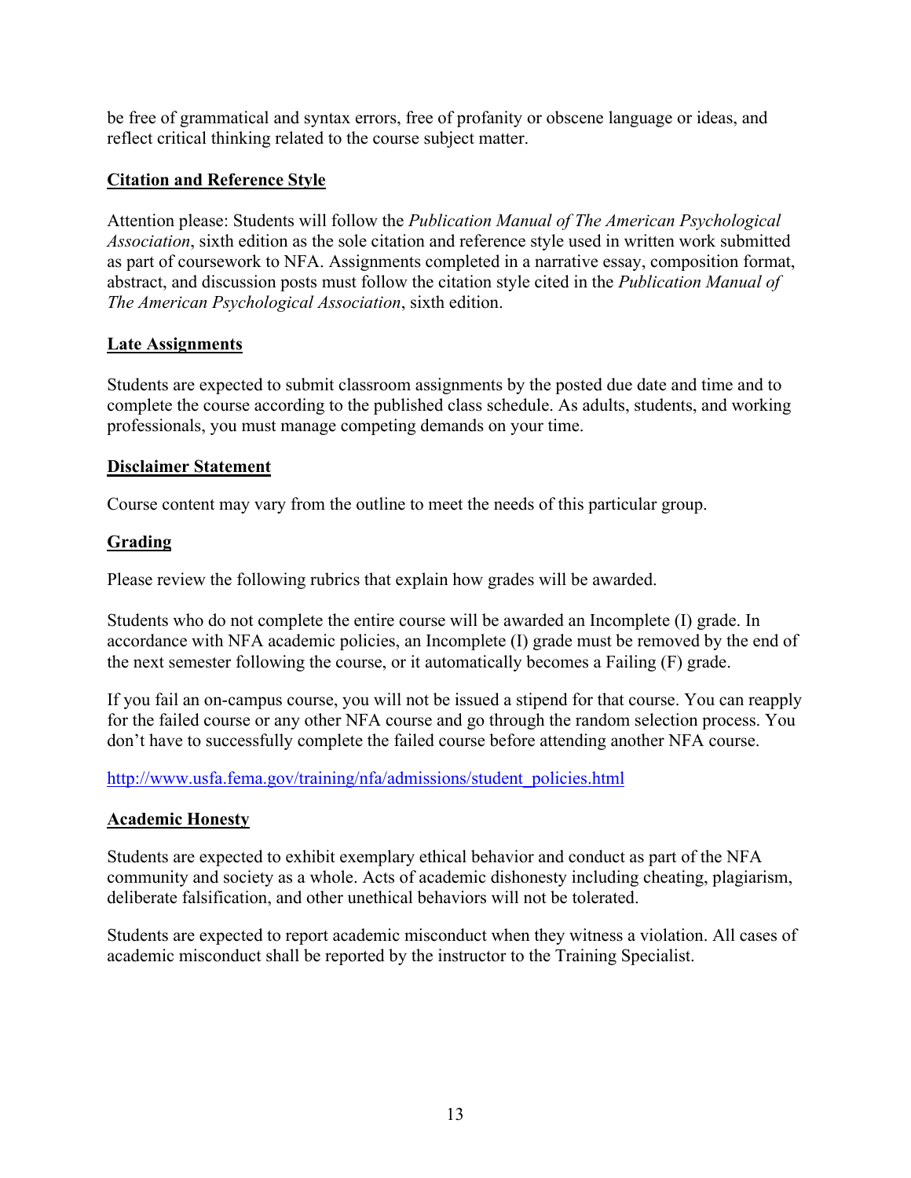be free of grammatical and syntax errors, free of profanity or obscene language or ideas, and reflect critical thinking related to the course subject matter.

## Citation and Reference Style

Attention please: Students will follow the *Publication Manual of The American Psychological Association*, sixth edition as the sole citation and reference style used in written work submitted as part of coursework to NFA. Assignments completed in a narrative essay, composition format, abstract, and discussion posts must follow the citation style cited in the *Publication Manual of The American Psychological Association*, sixth edition.

## Late Assignments

Students are expected to submit classroom assignments by the posted due date and time and to complete the course according to the published class schedule. As adults, students, and working professionals, you must manage competing demands on your time.

## Disclaimer Statement

Course content may vary from the outline to meet the needs of this particular group.

## Grading

Please review the following rubrics that explain how grades will be awarded.

Students who do not complete the entire course will be awarded an Incomplete (I) grade. In accordance with NFA academic policies, an Incomplete (I) grade must be removed by the end of the next semester following the course, or it automatically becomes a Failing (F) grade.

If you fail an on-campus course, you will not be issued a stipend for that course. You can reapply for the failed course or any other NFA course and go through the random selection process. You don't have to successfully complete the failed course before attending another NFA course.

http://www.usfa.fema.gov/training/nfa/admissions/student_policies.html

## Academic Honesty

Students are expected to exhibit exemplary ethical behavior and conduct as part of the NFA community and society as a whole. Acts of academic dishonesty including cheating, plagiarism, deliberate falsification, and other unethical behaviors will not be tolerated.

Students are expected to report academic misconduct when they witness a violation. All cases of academic misconduct shall be reported by the instructor to the Training Specialist.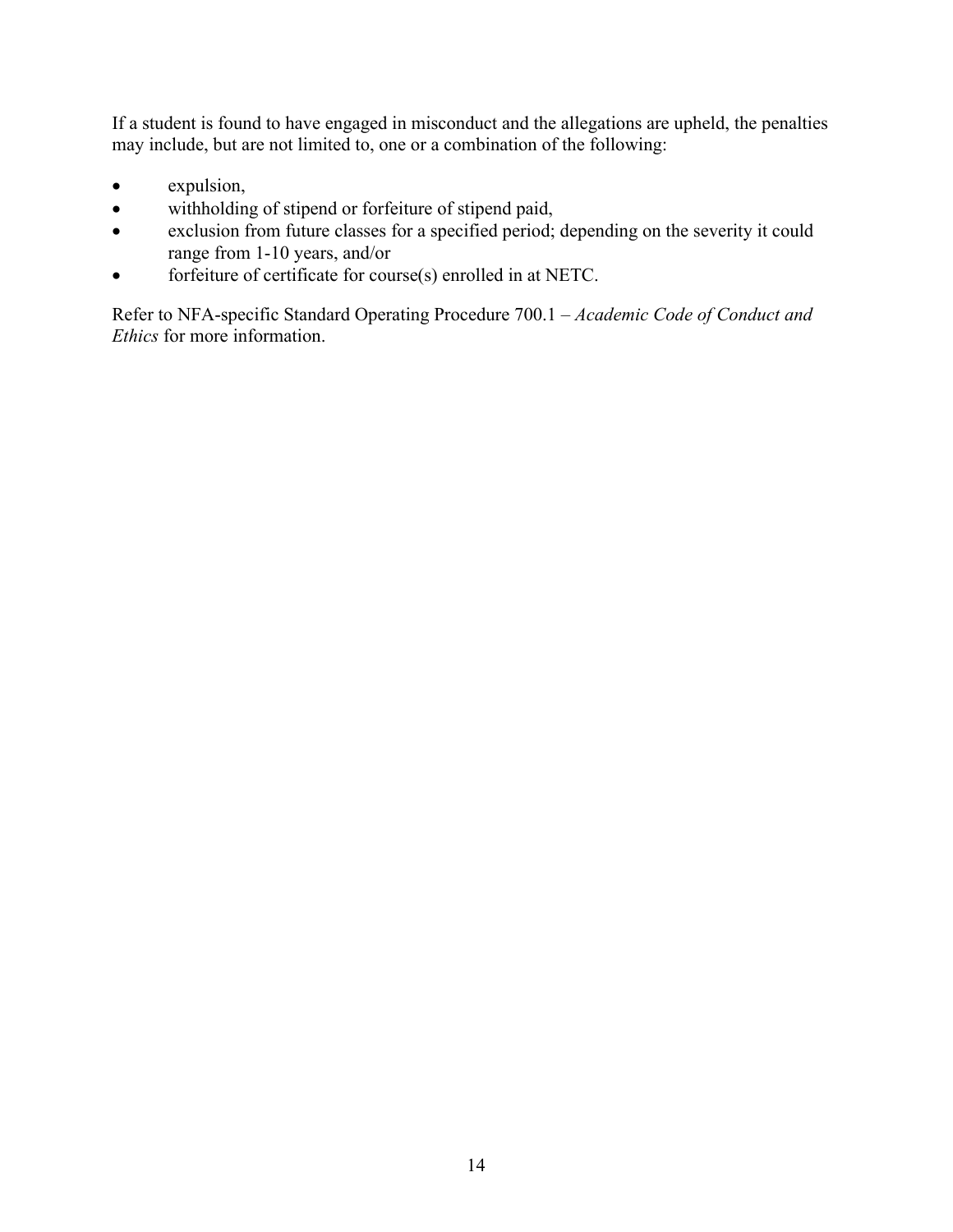If a student is found to have engaged in misconduct and the allegations are upheld, the penalties may include, but are not limited to, one or a combination of the following:

- expulsion,
- withholding of stipend or forfeiture of stipend paid,
- exclusion from future classes for a specified period; depending on the severity it could range from 1-10 years, and/or
- forfeiture of certificate for course(s) enrolled in at NETC.

Refer to NFA-specific Standard Operating Procedure 700.1 – *Academic Code of Conduct and Ethics* for more information.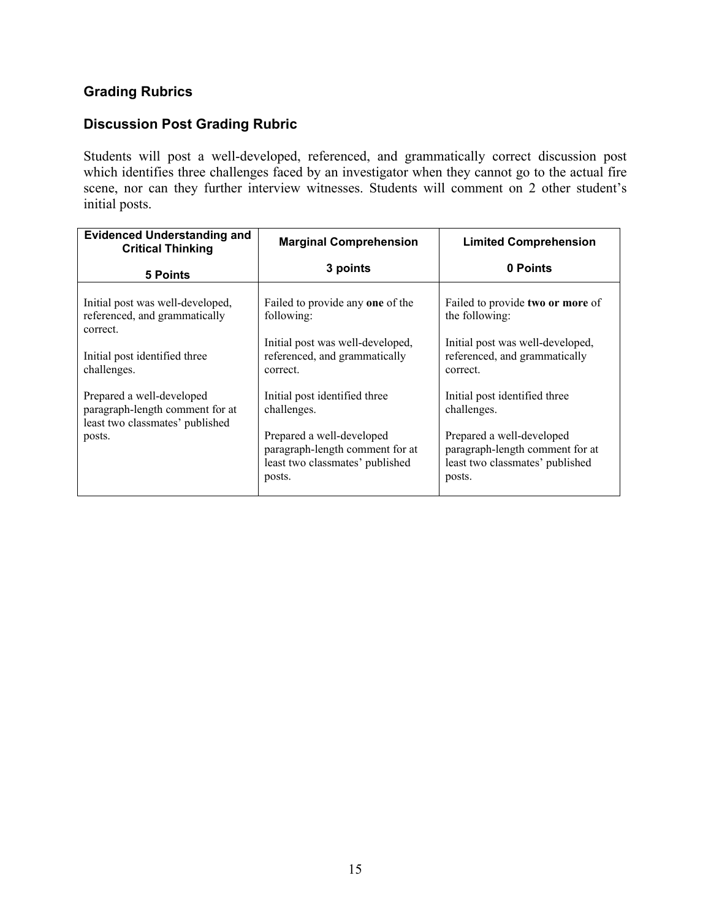## Grading Rubrics

### Discussion Post Grading Rubric

Students will post a well-developed, referenced, and grammatically correct discussion post which identifies three challenges faced by an investigator when they cannot go to the actual fire scene, nor can they further interview witnesses. Students will comment on 2 other student's initial posts.

| **Evidenced Understanding and Critical Thinking**<br><br>**5 Points** | **Marginal Comprehension**<br><br>**3 points** | **Limited Comprehension**<br><br>**0 Points** |
|---|---|---|
| Initial post was well-developed, referenced, and grammatically correct.<br><br>Initial post identified three challenges.<br><br>Prepared a well-developed paragraph-length comment for at least two classmates' published posts. | Failed to provide any **one** of the following:<br><br>Initial post was well-developed, referenced, and grammatically correct.<br><br>Initial post identified three challenges.<br><br>Prepared a well-developed paragraph-length comment for at least two classmates' published posts. | Failed to provide **two or more** of the following:<br><br>Initial post was well-developed, referenced, and grammatically correct.<br><br>Initial post identified three challenges.<br><br>Prepared a well-developed paragraph-length comment for at least two classmates' published posts. |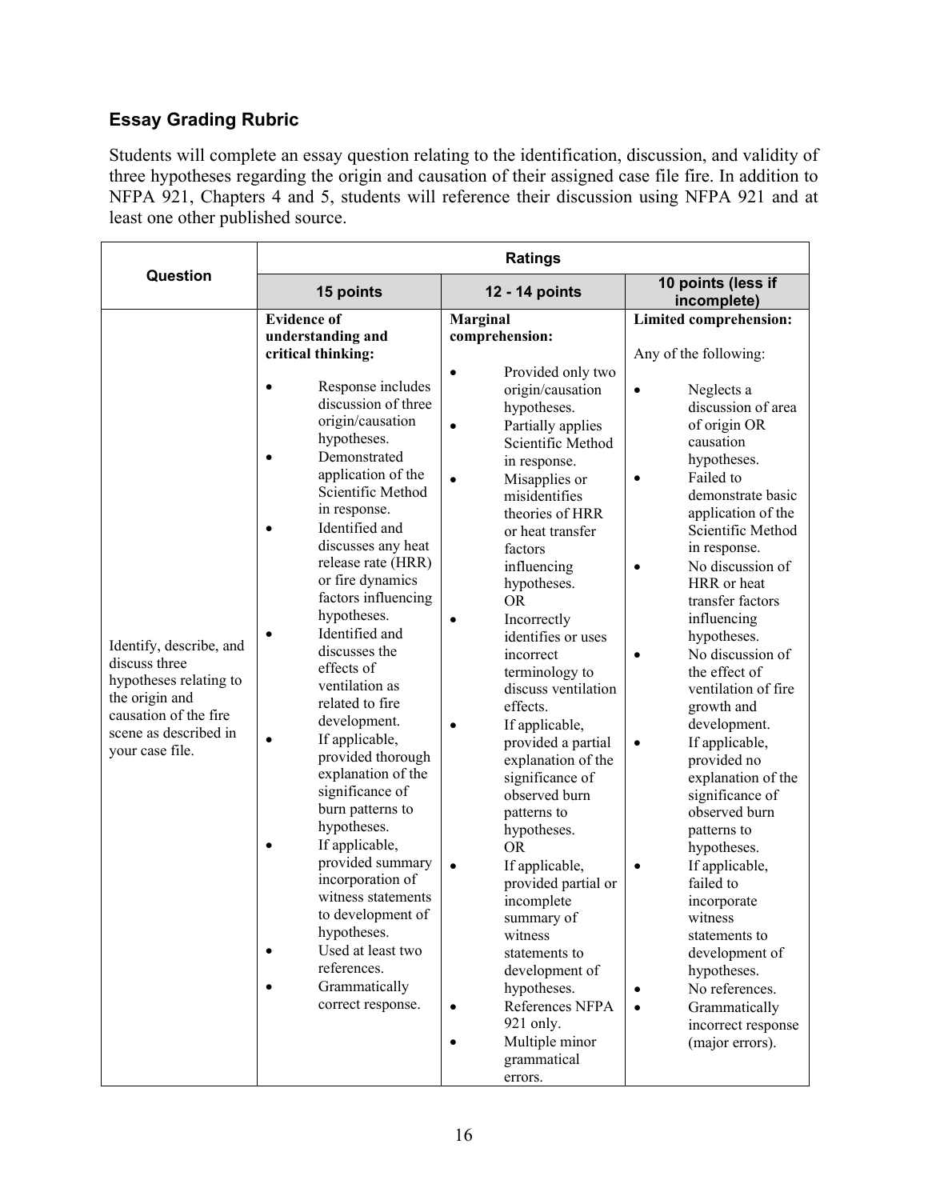## Essay Grading Rubric

Students will complete an essay question relating to the identification, discussion, and validity of three hypotheses regarding the origin and causation of their assigned case file fire. In addition to NFPA 921, Chapters 4 and 5, students will reference their discussion using NFPA 921 and at least one other published source.

| Question | Ratings | | |
|---|---|---|---|
| | 15 points | 12 - 14 points | 10 points (less if incomplete) |
| Identify, describe, and discuss three hypotheses relating to the origin and causation of the fire scene as described in your case file. | **Evidence of understanding and critical thinking:**<br><br>• Response includes discussion of three origin/causation hypotheses.<br>• Demonstrated application of the Scientific Method in response.<br>• Identified and discusses any heat release rate (HRR) or fire dynamics factors influencing hypotheses.<br>• Identified and discusses the effects of ventilation as related to fire development.<br>• If applicable, provided thorough explanation of the significance of burn patterns to hypotheses.<br>• If applicable, provided summary incorporation of witness statements to development of hypotheses.<br>• Used at least two references.<br>• Grammatically correct response. | **Marginal comprehension:**<br><br>• Provided only two origin/causation hypotheses.<br>• Partially applies Scientific Method in response.<br>• Misapplies or misidentifies theories of HRR or heat transfer factors influencing hypotheses.<br>OR<br>• Incorrectly identifies or uses incorrect terminology to discuss ventilation effects.<br>• If applicable, provided a partial explanation of the significance of observed burn patterns to hypotheses.<br>OR<br>• If applicable, provided partial or incomplete summary of witness statements to development of hypotheses.<br>• References NFPA 921 only.<br>• Multiple minor grammatical errors. | **Limited comprehension:**<br><br>Any of the following:<br><br>• Neglects a discussion of area of origin OR causation hypotheses.<br>• Failed to demonstrate basic application of the Scientific Method in response.<br>• No discussion of HRR or heat transfer factors influencing hypotheses.<br>• No discussion of the effect of ventilation of fire growth and development.<br>• If applicable, provided no explanation of the significance of observed burn patterns to hypotheses.<br>• If applicable, failed to incorporate witness statements to development of hypotheses.<br>• No references.<br>• Grammatically incorrect response (major errors). |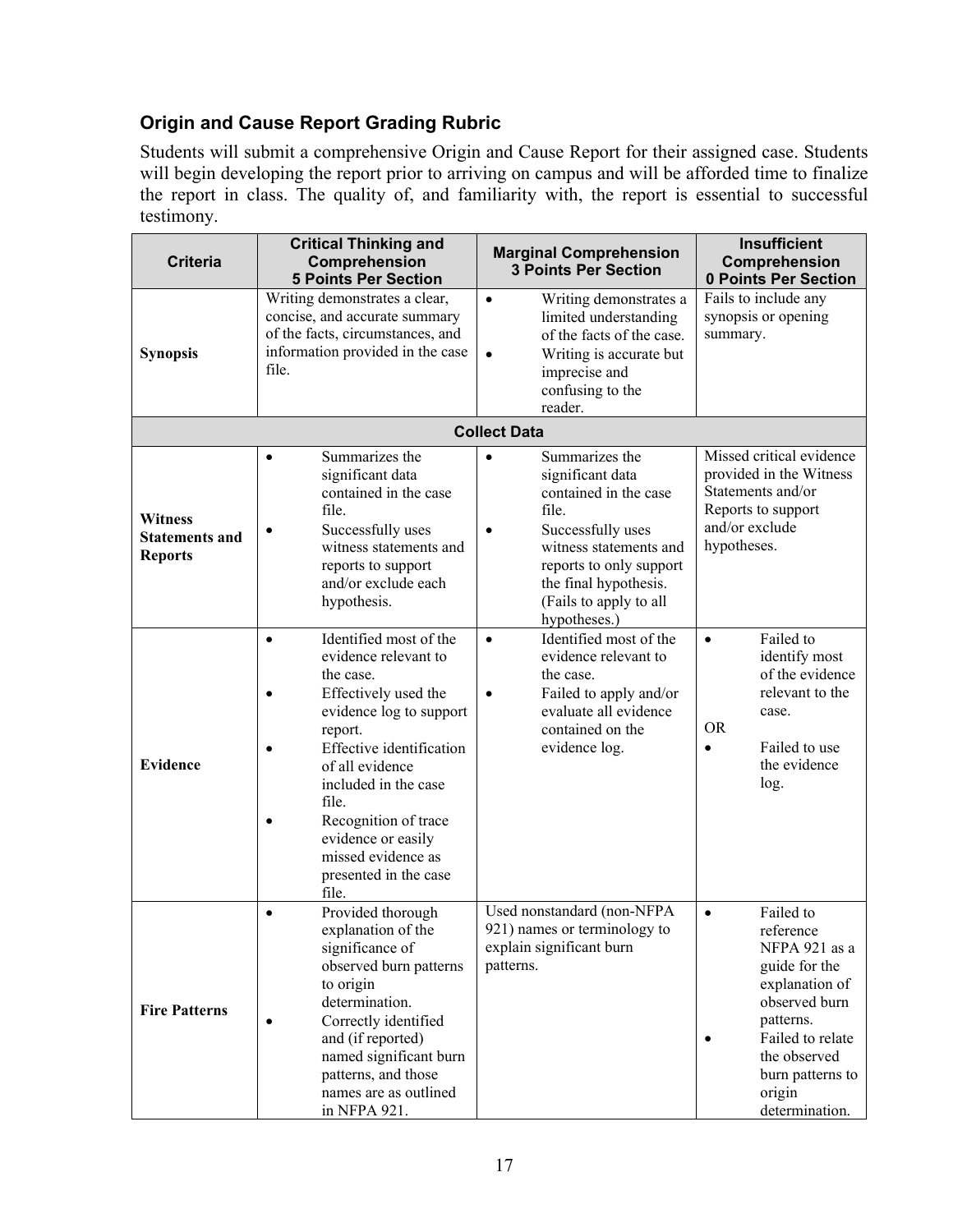### Origin and Cause Report Grading Rubric

Students will submit a comprehensive Origin and Cause Report for their assigned case. Students will begin developing the report prior to arriving on campus and will be afforded time to finalize the report in class. The quality of, and familiarity with, the report is essential to successful testimony.

| Criteria | Critical Thinking and Comprehension 5 Points Per Section | Marginal Comprehension 3 Points Per Section | Insufficient Comprehension 0 Points Per Section |
|---|---|---|---|
| **Synopsis** | Writing demonstrates a clear, concise, and accurate summary of the facts, circumstances, and information provided in the case file. | • Writing demonstrates a limited understanding of the facts of the case.<br>• Writing is accurate but imprecise and confusing to the reader. | Fails to include any synopsis or opening summary. |
| **Collect Data** | | | |
| **Witness Statements and Reports** | • Summarizes the significant data contained in the case file.<br>• Successfully uses witness statements and reports to support and/or exclude each hypothesis. | • Summarizes the significant data contained in the case file.<br>• Successfully uses witness statements and reports to only support the final hypothesis. (Fails to apply to all hypotheses.) | Missed critical evidence provided in the Witness Statements and/or Reports to support and/or exclude hypotheses. |
| **Evidence** | • Identified most of the evidence relevant to the case.<br>• Effectively used the evidence log to support report.<br>• Effective identification of all evidence included in the case file.<br>• Recognition of trace evidence or easily missed evidence as presented in the case file. | • Identified most of the evidence relevant to the case.<br>• Failed to apply and/or evaluate all evidence contained on the evidence log. | • Failed to identify most of the evidence relevant to the case.<br>OR<br>• Failed to use the evidence log. |
| **Fire Patterns** | • Provided thorough explanation of the significance of observed burn patterns to origin determination.<br>• Correctly identified and (if reported) named significant burn patterns, and those names are as outlined in NFPA 921. | Used nonstandard (non-NFPA 921) names or terminology to explain significant burn patterns. | • Failed to reference NFPA 921 as a guide for the explanation of observed burn patterns.<br>• Failed to relate the observed burn patterns to origin determination. |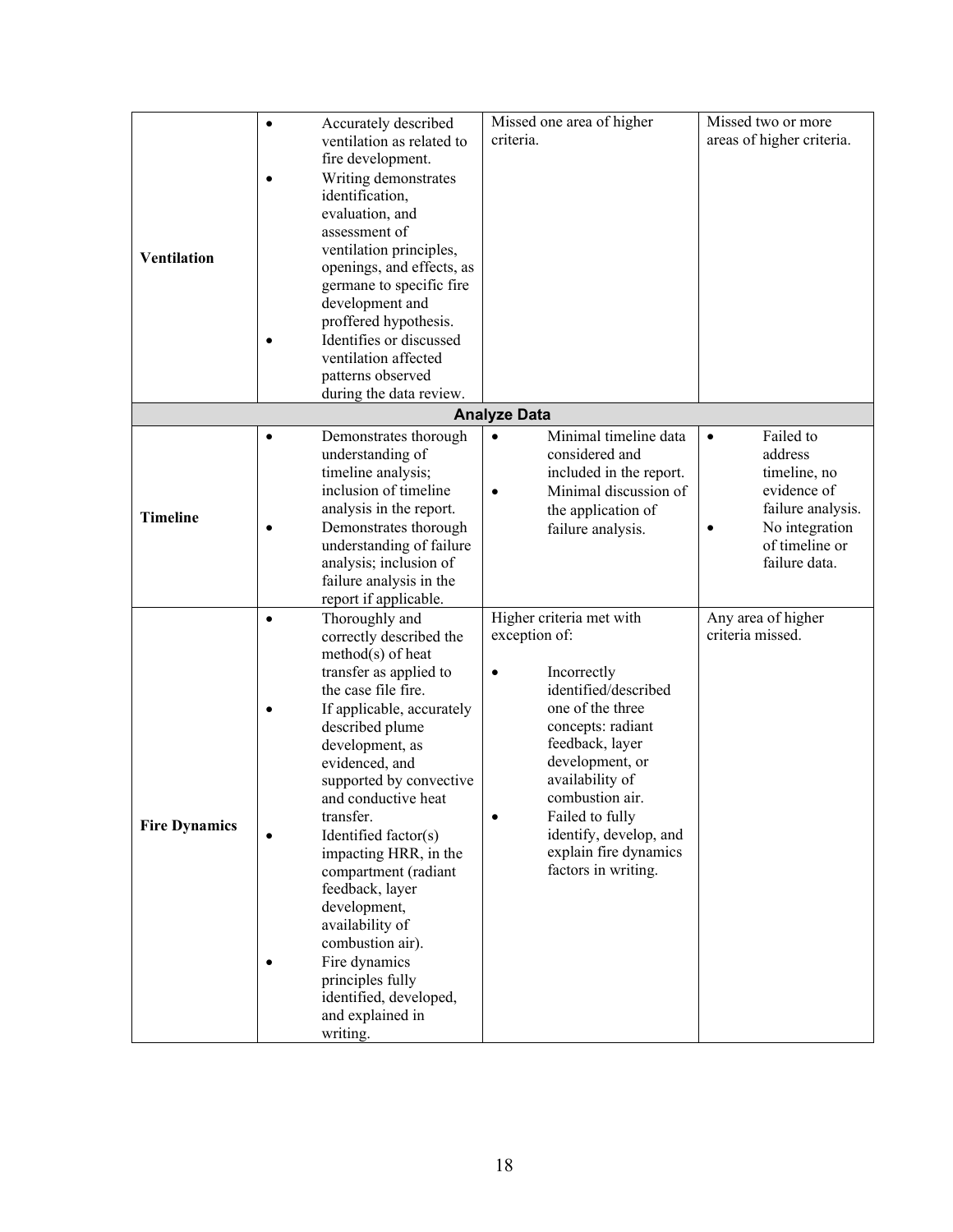| | | | |
|---|---|---|---|
| **Ventilation** | • Accurately described ventilation as related to fire development.<br>• Writing demonstrates identification, evaluation, and assessment of ventilation principles, openings, and effects, as germane to specific fire development and proffered hypothesis.<br>• Identifies or discussed ventilation affected patterns observed during the data review. | Missed one area of higher criteria. | Missed two or more areas of higher criteria. |
| **Analyze Data** | | | |
| **Timeline** | • Demonstrates thorough understanding of timeline analysis; inclusion of timeline analysis in the report.<br>• Demonstrates thorough understanding of failure analysis; inclusion of failure analysis in the report if applicable. | • Minimal timeline data considered and included in the report.<br>• Minimal discussion of the application of failure analysis. | • Failed to address timeline, no evidence of failure analysis.<br>• No integration of timeline or failure data. |
| **Fire Dynamics** | • Thoroughly and correctly described the method(s) of heat transfer as applied to the case file fire.<br>• If applicable, accurately described plume development, as evidenced, and supported by convective and conductive heat transfer.<br>• Identified factor(s) impacting HRR, in the compartment (radiant feedback, layer development, availability of combustion air).<br>• Fire dynamics principles fully identified, developed, and explained in writing. | Higher criteria met with exception of:<br>• Incorrectly identified/described one of the three concepts: radiant feedback, layer development, or availability of combustion air.<br>• Failed to fully identify, develop, and explain fire dynamics factors in writing. | Any area of higher criteria missed. |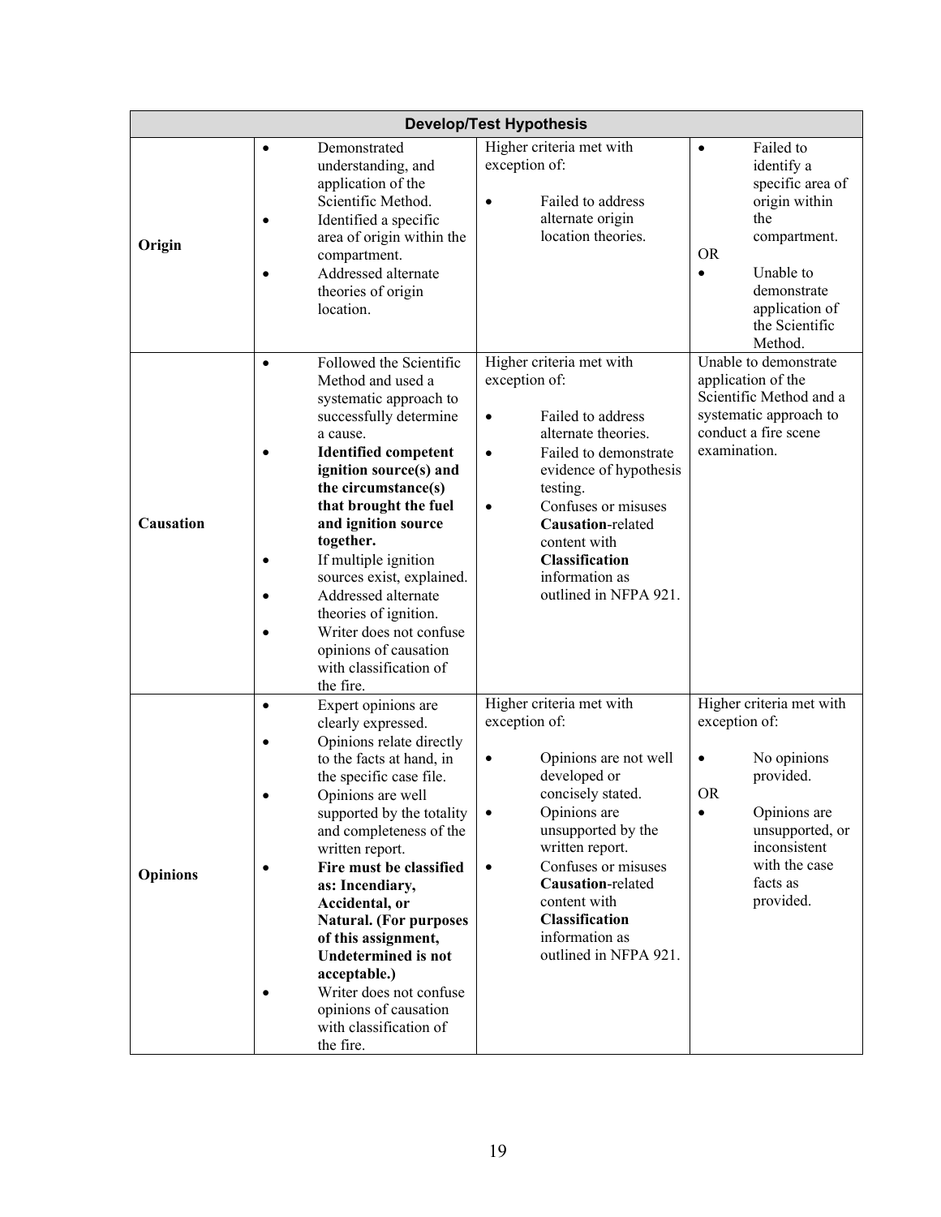| Develop/Test Hypothesis | | | |
|---|---|---|---|
| **Origin** | • Demonstrated understanding, and application of the Scientific Method.<br>• Identified a specific area of origin within the compartment.<br>• Addressed alternate theories of origin location. | Higher criteria met with exception of:<br><br>• Failed to address alternate origin location theories. | • Failed to identify a specific area of origin within the compartment.<br>OR<br>• Unable to demonstrate application of the Scientific Method. |
| **Causation** | • Followed the Scientific Method and used a systematic approach to successfully determine a cause.<br>• **Identified competent ignition source(s) and the circumstance(s) that brought the fuel and ignition source together.**<br>• If multiple ignition sources exist, explained.<br>• Addressed alternate theories of ignition.<br>• Writer does not confuse opinions of causation with classification of the fire. | Higher criteria met with exception of:<br><br>• Failed to address alternate theories.<br>• Failed to demonstrate evidence of hypothesis testing.<br>• Confuses or misuses **Causation**-related content with **Classification** information as outlined in NFPA 921. | Unable to demonstrate application of the Scientific Method and a systematic approach to conduct a fire scene examination. |
| **Opinions** | • Expert opinions are clearly expressed.<br>• Opinions relate directly to the facts at hand, in the specific case file.<br>• Opinions are well supported by the totality and completeness of the written report.<br>• **Fire must be classified as: Incendiary, Accidental, or Natural. (For purposes of this assignment, Undetermined is not acceptable.)**<br>• Writer does not confuse opinions of causation with classification of the fire. | Higher criteria met with exception of:<br><br>• Opinions are not well developed or concisely stated.<br>• Opinions are unsupported by the written report.<br>• Confuses or misuses **Causation**-related content with **Classification** information as outlined in NFPA 921. | Higher criteria met with exception of:<br><br>• No opinions provided.<br>OR<br>• Opinions are unsupported, or inconsistent with the case facts as provided. |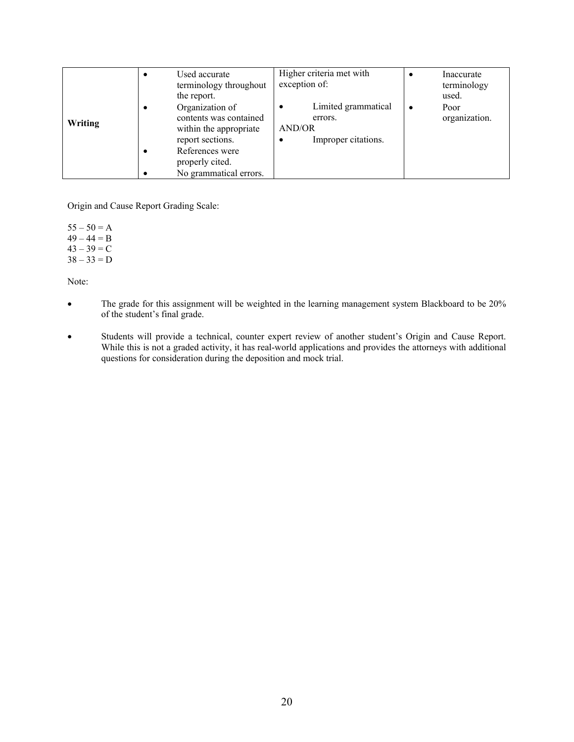| Writing | • Used accurate terminology throughout the report.<br>• Organization of contents was contained within the appropriate report sections.<br>• References were properly cited.<br>• No grammatical errors. | Higher criteria met with exception of:<br>• Limited grammatical errors.<br>AND/OR<br>• Improper citations. | • Inaccurate terminology used.<br>• Poor organization. |
|---|---|---|---|

Origin and Cause Report Grading Scale:

55 – 50 = A
49 – 44 = B
43 – 39 = C
38 – 33 = D

Note:

- The grade for this assignment will be weighted in the learning management system Blackboard to be 20% of the student's final grade.
- Students will provide a technical, counter expert review of another student's Origin and Cause Report. While this is not a graded activity, it has real-world applications and provides the attorneys with additional questions for consideration during the deposition and mock trial.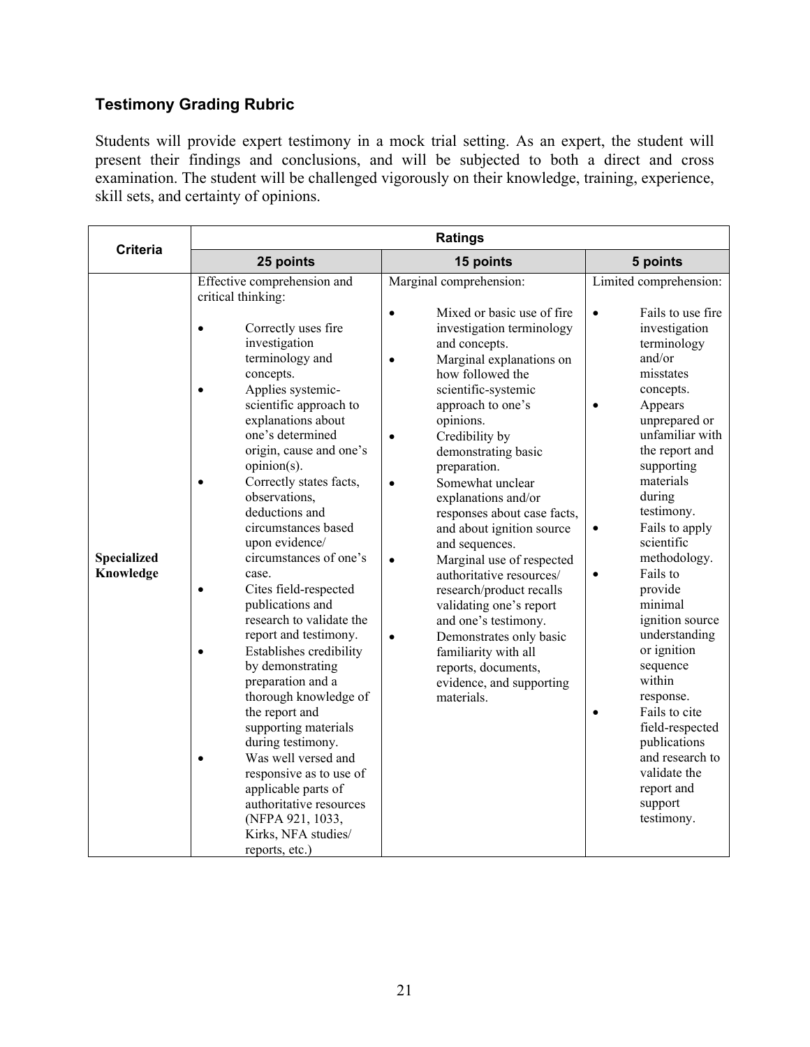## Testimony Grading Rubric

Students will provide expert testimony in a mock trial setting. As an expert, the student will present their findings and conclusions, and will be subjected to both a direct and cross examination. The student will be challenged vigorously on their knowledge, training, experience, skill sets, and certainty of opinions.

| Criteria | Ratings | | |
|---|---|---|---|
| | **25 points** | **15 points** | **5 points** |
| **Specialized Knowledge** | Effective comprehension and critical thinking:<br>• Correctly uses fire investigation terminology and concepts.<br>• Applies systemic-scientific approach to explanations about one's determined origin, cause and one's opinion(s).<br>• Correctly states facts, observations, deductions and circumstances based upon evidence/ circumstances of one's case.<br>• Cites field-respected publications and research to validate the report and testimony.<br>• Establishes credibility by demonstrating preparation and a thorough knowledge of the report and supporting materials during testimony.<br>• Was well versed and responsive as to use of applicable parts of authoritative resources (NFPA 921, 1033, Kirks, NFA studies/ reports, etc.) | Marginal comprehension:<br>• Mixed or basic use of fire investigation terminology and concepts.<br>• Marginal explanations on how followed the scientific-systemic approach to one's opinions.<br>• Credibility by demonstrating basic preparation.<br>• Somewhat unclear explanations and/or responses about case facts, and about ignition source and sequences.<br>• Marginal use of respected authoritative resources/ research/product recalls validating one's report and one's testimony.<br>• Demonstrates only basic familiarity with all reports, documents, evidence, and supporting materials. | Limited comprehension:<br>• Fails to use fire investigation terminology and/or misstates concepts.<br>• Appears unprepared or unfamiliar with the report and supporting materials during testimony.<br>• Fails to apply scientific methodology.<br>• Fails to provide minimal ignition source understanding or ignition sequence within response.<br>• Fails to cite field-respected publications and research to validate the report and support testimony. |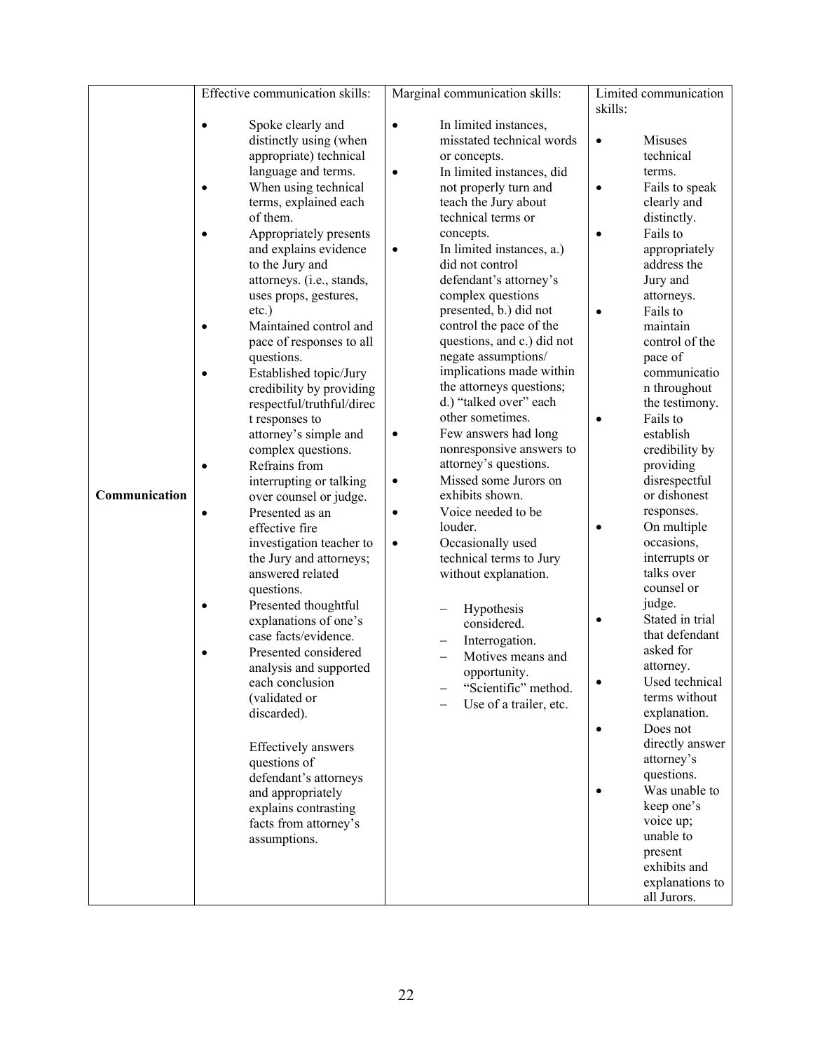| | Effective communication skills: | Marginal communication skills: | Limited communication skills: |
|---|---|---|---|
| **Communication** | • Spoke clearly and distinctly using (when appropriate) technical language and terms.<br>• When using technical terms, explained each of them.<br>• Appropriately presents and explains evidence to the Jury and attorneys. (i.e., stands, uses props, gestures, etc.)<br>• Maintained control and pace of responses to all questions.<br>• Established topic/Jury credibility by providing respectful/truthful/direct responses to attorney's simple and complex questions.<br>• Refrains from interrupting or talking over counsel or judge.<br>• Presented as an effective fire investigation teacher to the Jury and attorneys; answered related questions.<br>• Presented thoughtful explanations of one's case facts/evidence.<br>• Presented considered analysis and supported each conclusion (validated or discarded).<br><br>Effectively answers questions of defendant's attorneys and appropriately explains contrasting facts from attorney's assumptions. | • In limited instances, misstated technical words or concepts.<br>• In limited instances, did not properly turn and teach the Jury about technical terms or concepts.<br>• In limited instances, a.) did not control defendant's attorney's complex questions presented, b.) did not control the pace of the questions, and c.) did not negate assumptions/ implications made within the attorneys questions; d.) "talked over" each other sometimes.<br>• Few answers had long nonresponsive answers to attorney's questions.<br>• Missed some Jurors on exhibits shown.<br>• Voice needed to be louder.<br>• Occasionally used technical terms to Jury without explanation.<br><br>– Hypothesis considered.<br>– Interrogation.<br>– Motives means and opportunity.<br>– "Scientific" method.<br>– Use of a trailer, etc. | • Misuses technical terms.<br>• Fails to speak clearly and distinctly.<br>• Fails to appropriately address the Jury and attorneys.<br>• Fails to maintain control of the pace of communication throughout the testimony.<br>• Fails to establish credibility by providing disrespectful or dishonest responses.<br>• On multiple occasions, interrupts or talks over counsel or judge.<br>• Stated in trial that defendant asked for attorney.<br>• Used technical terms without explanation.<br>• Does not directly answer attorney's questions.<br>• Was unable to keep one's voice up; unable to present exhibits and explanations to all Jurors. |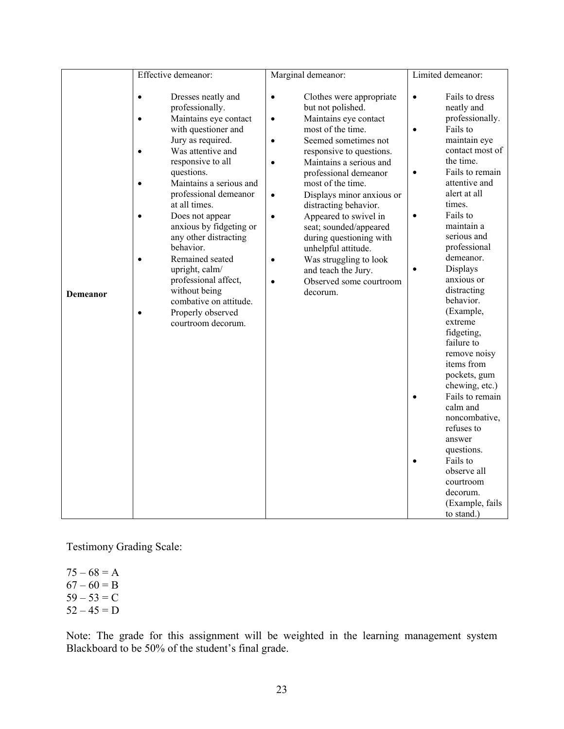| Demeanor | Effective demeanor:<br><br>• Dresses neatly and professionally.<br>• Maintains eye contact with questioner and Jury as required.<br>• Was attentive and responsive to all questions.<br>• Maintains a serious and professional demeanor at all times.<br>• Does not appear anxious by fidgeting or any other distracting behavior.<br>• Remained seated upright, calm/ professional affect, without being combative on attitude.<br>• Properly observed courtroom decorum. | Marginal demeanor:<br><br>• Clothes were appropriate but not polished.<br>• Maintains eye contact most of the time.<br>• Seemed sometimes not responsive to questions.<br>• Maintains a serious and professional demeanor most of the time.<br>• Displays minor anxious or distracting behavior.<br>• Appeared to swivel in seat; sounded/appeared during questioning with unhelpful attitude.<br>• Was struggling to look and teach the Jury.<br>• Observed some courtroom decorum. | Limited demeanor:<br><br>• Fails to dress neatly and professionally.<br>• Fails to maintain eye contact most of the time.<br>• Fails to remain attentive and alert at all times.<br>• Fails to maintain a serious and professional demeanor.<br>• Displays anxious or distracting behavior. (Example, extreme fidgeting, failure to remove noisy items from pockets, gum chewing, etc.)<br>• Fails to remain calm and noncombative, refuses to answer questions.<br>• Fails to observe all courtroom decorum. (Example, fails to stand.) |
|---|---|---|---|

Testimony Grading Scale:

75 – 68 = A
67 – 60 = B
59 – 53 = C
52 – 45 = D

Note: The grade for this assignment will be weighted in the learning management system Blackboard to be 50% of the student's final grade.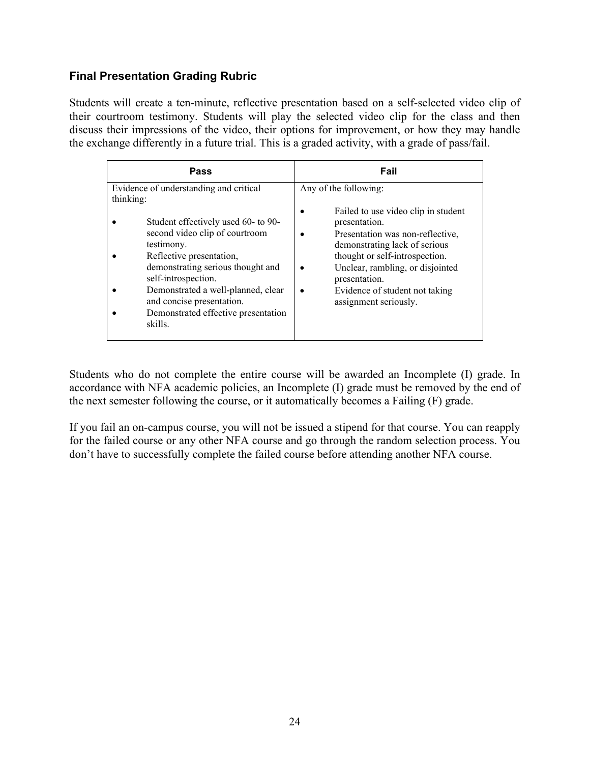### Final Presentation Grading Rubric

Students will create a ten-minute, reflective presentation based on a self-selected video clip of their courtroom testimony. Students will play the selected video clip for the class and then discuss their impressions of the video, their options for improvement, or how they may handle the exchange differently in a future trial. This is a graded activity, with a grade of pass/fail.

| Pass | Fail |
|---|---|
| Evidence of understanding and critical thinking:<br><br>• Student effectively used 60- to 90-second video clip of courtroom testimony.<br>• Reflective presentation, demonstrating serious thought and self-introspection.<br>• Demonstrated a well-planned, clear and concise presentation.<br>• Demonstrated effective presentation skills. | Any of the following:<br><br>• Failed to use video clip in student presentation.<br>• Presentation was non-reflective, demonstrating lack of serious thought or self-introspection.<br>• Unclear, rambling, or disjointed presentation.<br>• Evidence of student not taking assignment seriously. |

Students who do not complete the entire course will be awarded an Incomplete (I) grade. In accordance with NFA academic policies, an Incomplete (I) grade must be removed by the end of the next semester following the course, or it automatically becomes a Failing (F) grade.

If you fail an on-campus course, you will not be issued a stipend for that course. You can reapply for the failed course or any other NFA course and go through the random selection process. You don't have to successfully complete the failed course before attending another NFA course.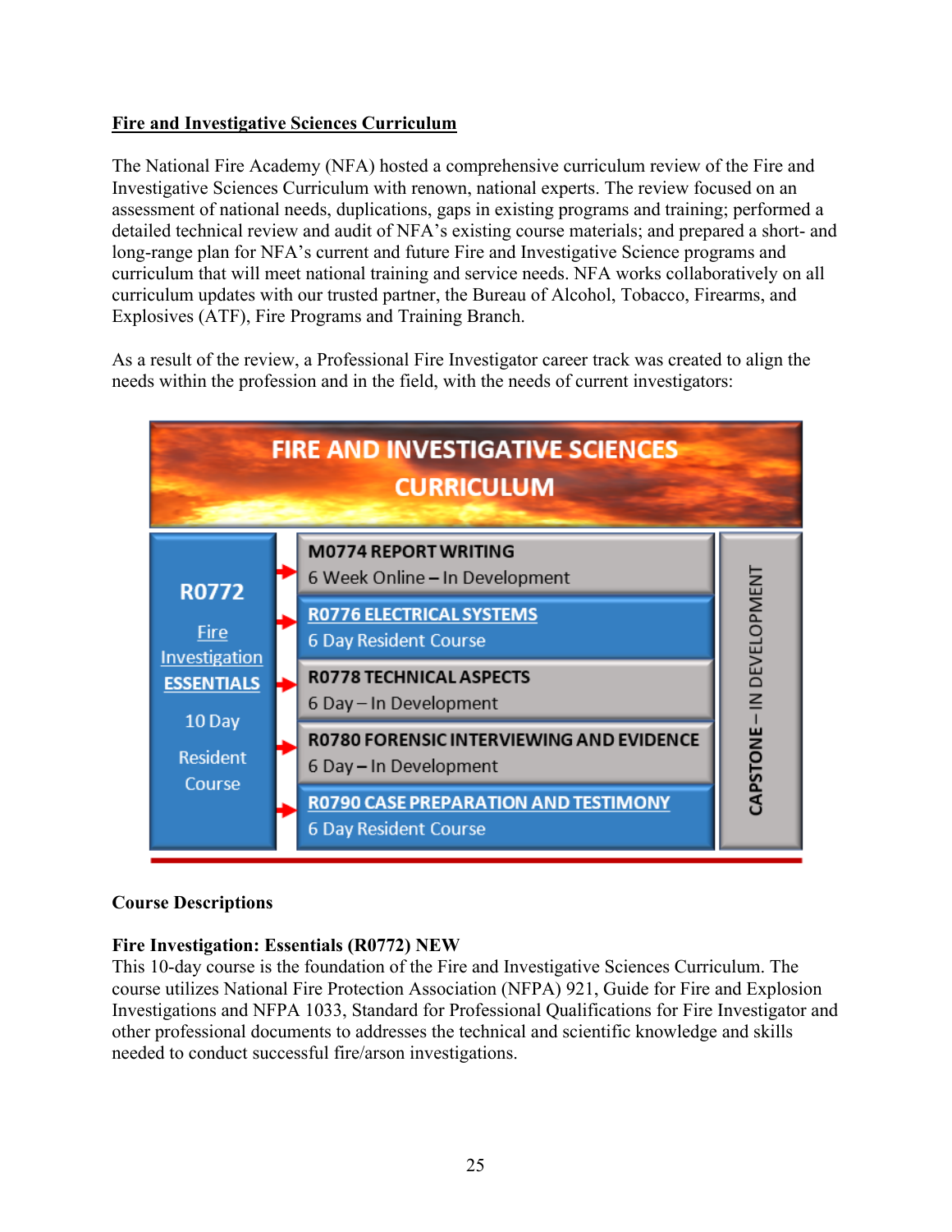**Fire and Investigative Sciences Curriculum**

The National Fire Academy (NFA) hosted a comprehensive curriculum review of the Fire and Investigative Sciences Curriculum with renown, national experts. The review focused on an assessment of national needs, duplications, gaps in existing programs and training; performed a detailed technical review and audit of NFA's existing course materials; and prepared a short- and long-range plan for NFA's current and future Fire and Investigative Science programs and curriculum that will meet national training and service needs. NFA works collaboratively on all curriculum updates with our trusted partner, the Bureau of Alcohol, Tobacco, Firearms, and Explosives (ATF), Fire Programs and Training Branch.

As a result of the review, a Professional Fire Investigator career track was created to align the needs within the profession and in the field, with the needs of current investigators:

**FIRE AND INVESTIGATIVE SCIENCES CURRICULUM**

| Foundation | Courses | |
|---|---|---|
| **R0772** Fire Investigation **ESSENTIALS** 10 Day Resident Course | **M0774 REPORT WRITING** 6 Week Online – In Development | CAPSTONE – IN DEVELOPMENT |
| | **R0776 ELECTRICAL SYSTEMS** 6 Day Resident Course | |
| | **R0778 TECHNICAL ASPECTS** 6 Day – In Development | |
| | **R0780 FORENSIC INTERVIEWING AND EVIDENCE** 6 Day – In Development | |
| | **R0790 CASE PREPARATION AND TESTIMONY** 6 Day Resident Course | |

**Course Descriptions**

**Fire Investigation: Essentials (R0772) NEW**
This 10-day course is the foundation of the Fire and Investigative Sciences Curriculum. The course utilizes National Fire Protection Association (NFPA) 921, Guide for Fire and Explosion Investigations and NFPA 1033, Standard for Professional Qualifications for Fire Investigator and other professional documents to addresses the technical and scientific knowledge and skills needed to conduct successful fire/arson investigations.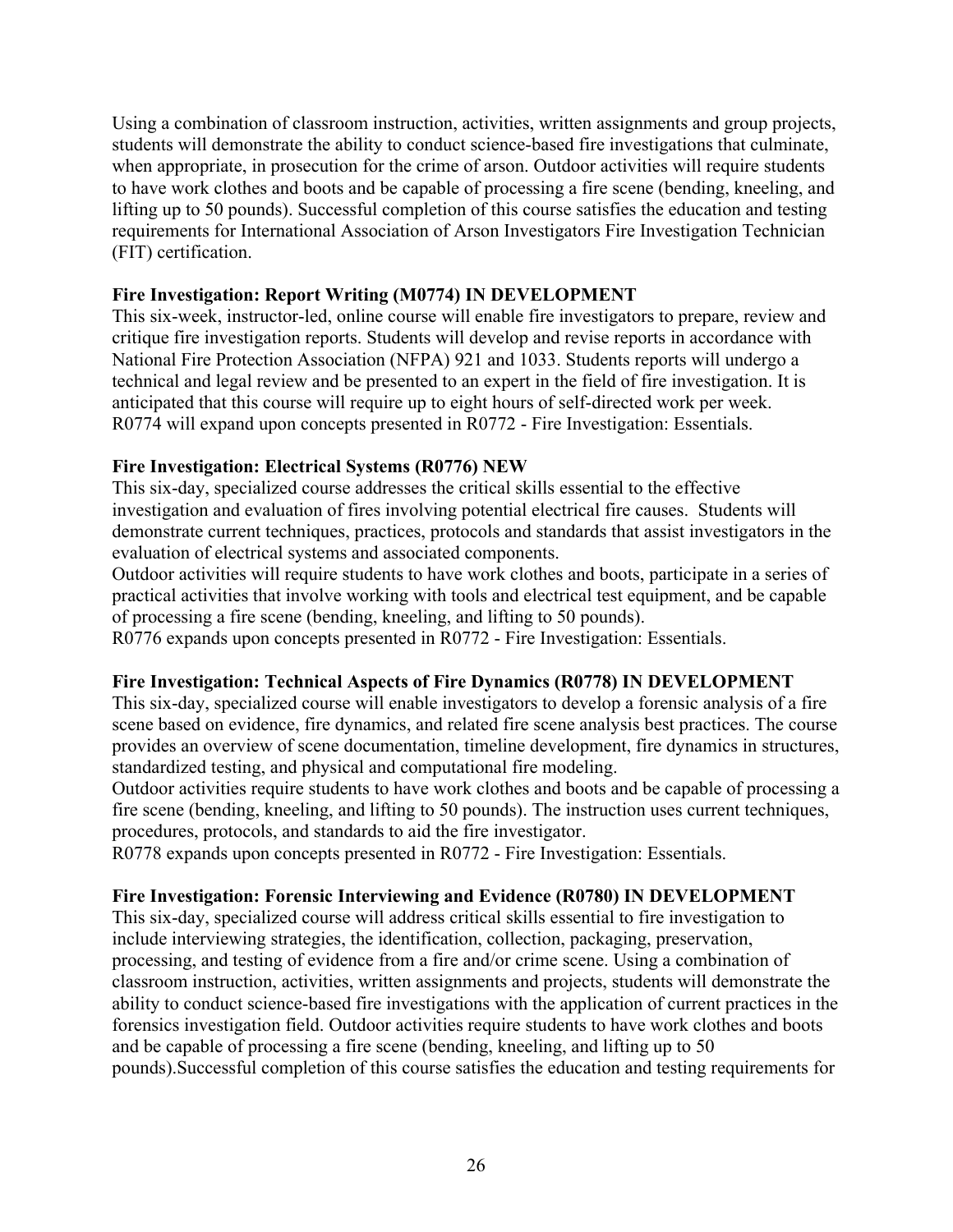Using a combination of classroom instruction, activities, written assignments and group projects, students will demonstrate the ability to conduct science-based fire investigations that culminate, when appropriate, in prosecution for the crime of arson. Outdoor activities will require students to have work clothes and boots and be capable of processing a fire scene (bending, kneeling, and lifting up to 50 pounds). Successful completion of this course satisfies the education and testing requirements for International Association of Arson Investigators Fire Investigation Technician (FIT) certification.

**Fire Investigation: Report Writing (M0774) IN DEVELOPMENT**

This six-week, instructor-led, online course will enable fire investigators to prepare, review and critique fire investigation reports. Students will develop and revise reports in accordance with National Fire Protection Association (NFPA) 921 and 1033. Students reports will undergo a technical and legal review and be presented to an expert in the field of fire investigation. It is anticipated that this course will require up to eight hours of self-directed work per week. R0774 will expand upon concepts presented in R0772 - Fire Investigation: Essentials.

**Fire Investigation: Electrical Systems (R0776) NEW**

This six-day, specialized course addresses the critical skills essential to the effective investigation and evaluation of fires involving potential electrical fire causes. Students will demonstrate current techniques, practices, protocols and standards that assist investigators in the evaluation of electrical systems and associated components.

Outdoor activities will require students to have work clothes and boots, participate in a series of practical activities that involve working with tools and electrical test equipment, and be capable of processing a fire scene (bending, kneeling, and lifting to 50 pounds).

R0776 expands upon concepts presented in R0772 - Fire Investigation: Essentials.

**Fire Investigation: Technical Aspects of Fire Dynamics (R0778) IN DEVELOPMENT**

This six-day, specialized course will enable investigators to develop a forensic analysis of a fire scene based on evidence, fire dynamics, and related fire scene analysis best practices. The course provides an overview of scene documentation, timeline development, fire dynamics in structures, standardized testing, and physical and computational fire modeling.

Outdoor activities require students to have work clothes and boots and be capable of processing a fire scene (bending, kneeling, and lifting to 50 pounds). The instruction uses current techniques, procedures, protocols, and standards to aid the fire investigator.

R0778 expands upon concepts presented in R0772 - Fire Investigation: Essentials.

**Fire Investigation: Forensic Interviewing and Evidence (R0780) IN DEVELOPMENT**

This six-day, specialized course will address critical skills essential to fire investigation to include interviewing strategies, the identification, collection, packaging, preservation, processing, and testing of evidence from a fire and/or crime scene. Using a combination of classroom instruction, activities, written assignments and projects, students will demonstrate the ability to conduct science-based fire investigations with the application of current practices in the forensics investigation field. Outdoor activities require students to have work clothes and boots and be capable of processing a fire scene (bending, kneeling, and lifting up to 50 pounds).Successful completion of this course satisfies the education and testing requirements for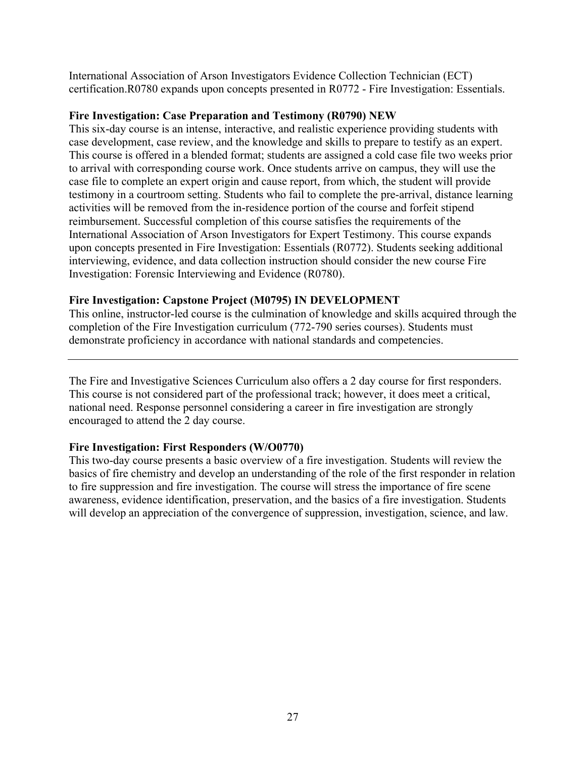International Association of Arson Investigators Evidence Collection Technician (ECT) certification.R0780 expands upon concepts presented in R0772 - Fire Investigation: Essentials.

**Fire Investigation: Case Preparation and Testimony (R0790) NEW**

This six-day course is an intense, interactive, and realistic experience providing students with case development, case review, and the knowledge and skills to prepare to testify as an expert. This course is offered in a blended format; students are assigned a cold case file two weeks prior to arrival with corresponding course work. Once students arrive on campus, they will use the case file to complete an expert origin and cause report, from which, the student will provide testimony in a courtroom setting. Students who fail to complete the pre-arrival, distance learning activities will be removed from the in-residence portion of the course and forfeit stipend reimbursement. Successful completion of this course satisfies the requirements of the International Association of Arson Investigators for Expert Testimony. This course expands upon concepts presented in Fire Investigation: Essentials (R0772). Students seeking additional interviewing, evidence, and data collection instruction should consider the new course Fire Investigation: Forensic Interviewing and Evidence (R0780).

**Fire Investigation: Capstone Project (M0795) IN DEVELOPMENT**

This online, instructor-led course is the culmination of knowledge and skills acquired through the completion of the Fire Investigation curriculum (772-790 series courses). Students must demonstrate proficiency in accordance with national standards and competencies.

---

The Fire and Investigative Sciences Curriculum also offers a 2 day course for first responders. This course is not considered part of the professional track; however, it does meet a critical, national need. Response personnel considering a career in fire investigation are strongly encouraged to attend the 2 day course.

**Fire Investigation: First Responders (W/O0770)**

This two-day course presents a basic overview of a fire investigation. Students will review the basics of fire chemistry and develop an understanding of the role of the first responder in relation to fire suppression and fire investigation. The course will stress the importance of fire scene awareness, evidence identification, preservation, and the basics of a fire investigation. Students will develop an appreciation of the convergence of suppression, investigation, science, and law.